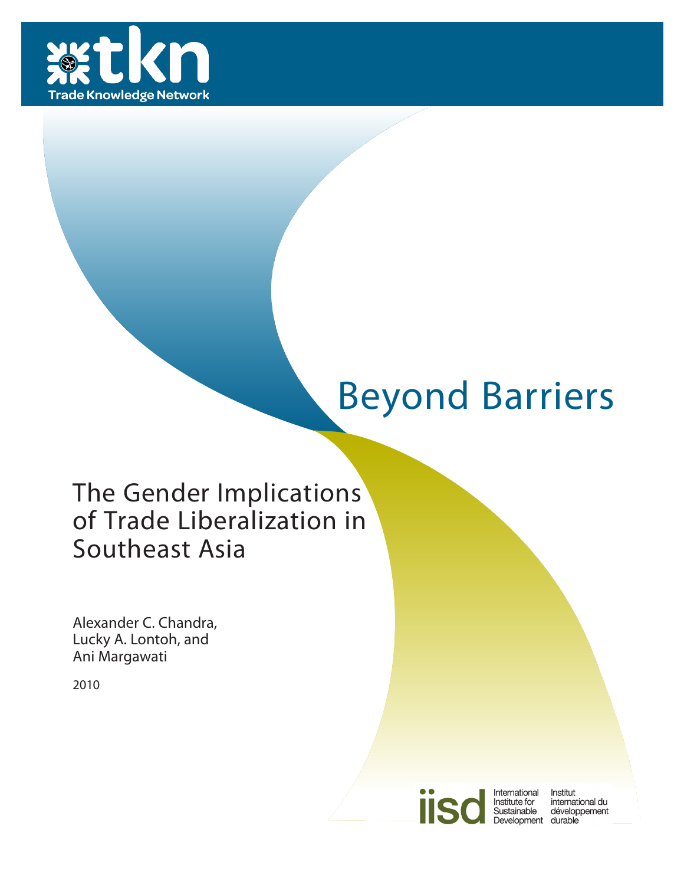tkn
Trade Knowledge Network

# Beyond Barriers

## The Gender Implications of Trade Liberalization in Southeast Asia

Alexander C. Chandra,
Lucky A. Lontoh, and
Ani Margawati

2010

iisd International Institute for Sustainable Development
Institut international du développement durable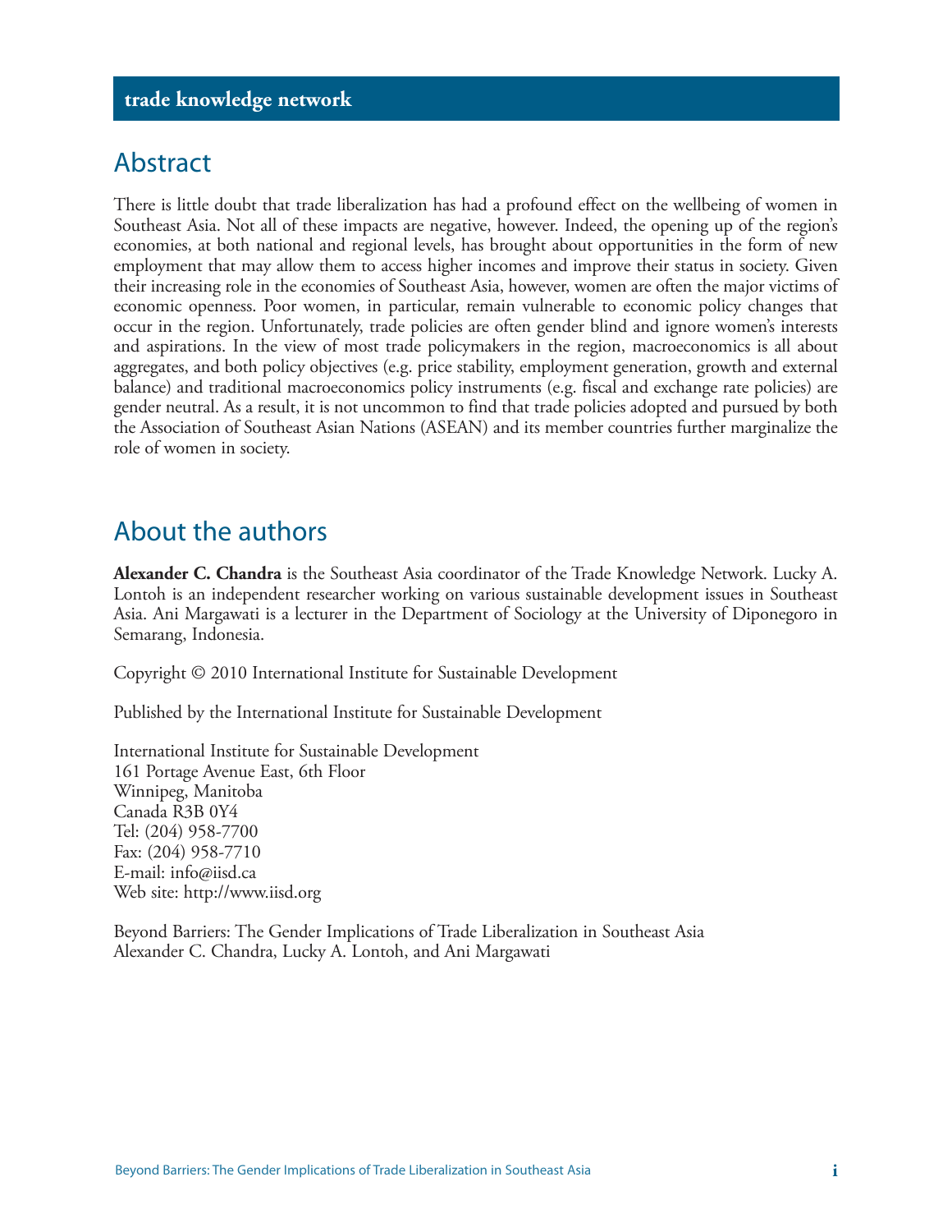## Abstract

There is little doubt that trade liberalization has had a profound effect on the wellbeing of women in Southeast Asia. Not all of these impacts are negative, however. Indeed, the opening up of the region's economies, at both national and regional levels, has brought about opportunities in the form of new employment that may allow them to access higher incomes and improve their status in society. Given their increasing role in the economies of Southeast Asia, however, women are often the major victims of economic openness. Poor women, in particular, remain vulnerable to economic policy changes that occur in the region. Unfortunately, trade policies are often gender blind and ignore women's interests and aspirations. In the view of most trade policymakers in the region, macroeconomics is all about aggregates, and both policy objectives (e.g. price stability, employment generation, growth and external balance) and traditional macroeconomics policy instruments (e.g. fiscal and exchange rate policies) are gender neutral. As a result, it is not uncommon to find that trade policies adopted and pursued by both the Association of Southeast Asian Nations (ASEAN) and its member countries further marginalize the role of women in society.

## About the authors

**Alexander C. Chandra** is the Southeast Asia coordinator of the Trade Knowledge Network. Lucky A. Lontoh is an independent researcher working on various sustainable development issues in Southeast Asia. Ani Margawati is a lecturer in the Department of Sociology at the University of Diponegoro in Semarang, Indonesia.

Copyright © 2010 International Institute for Sustainable Development

Published by the International Institute for Sustainable Development

International Institute for Sustainable Development
161 Portage Avenue East, 6th Floor
Winnipeg, Manitoba
Canada R3B 0Y4
Tel: (204) 958-7700
Fax: (204) 958-7710
E-mail: info@iisd.ca
Web site: http://www.iisd.org

Beyond Barriers: The Gender Implications of Trade Liberalization in Southeast Asia
Alexander C. Chandra, Lucky A. Lontoh, and Ani Margawati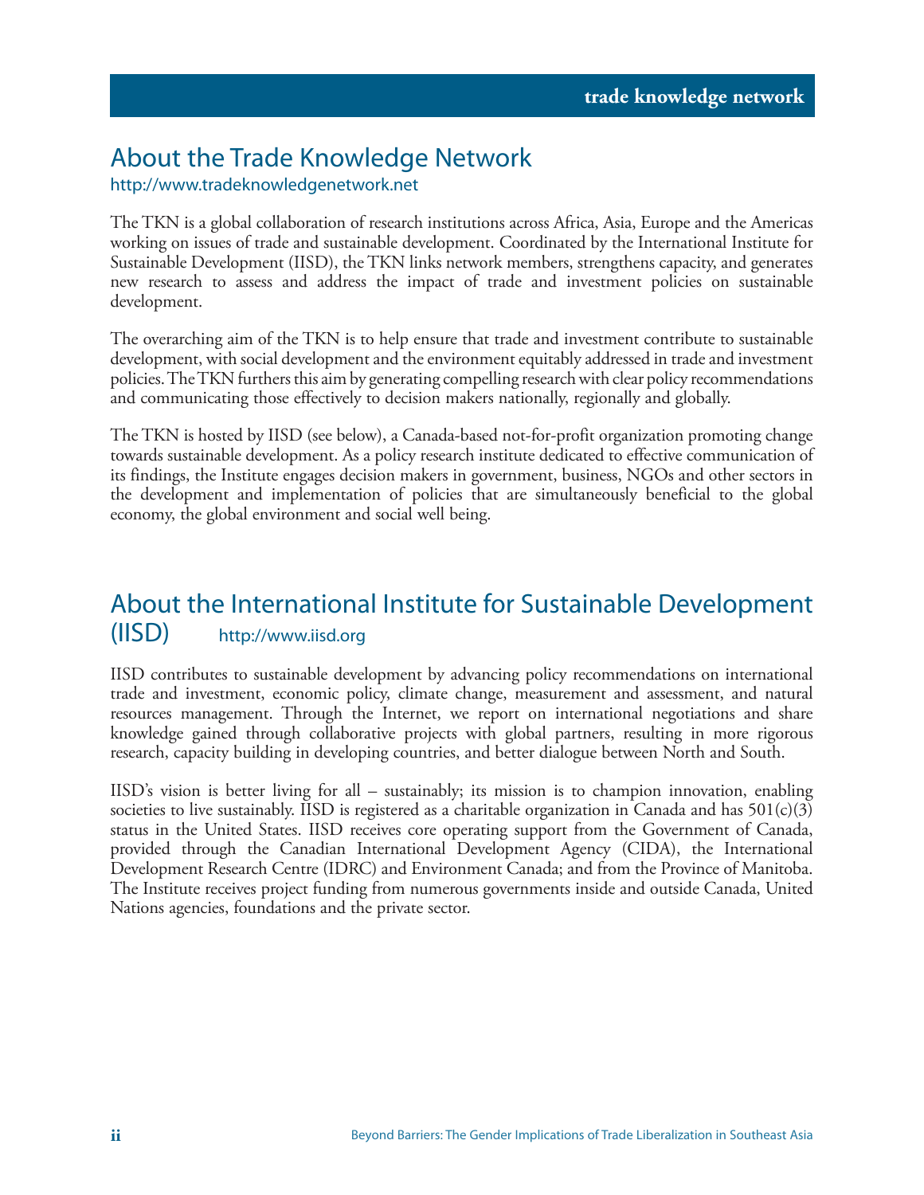## About the Trade Knowledge Network

http://www.tradeknowledgenetwork.net

The TKN is a global collaboration of research institutions across Africa, Asia, Europe and the Americas working on issues of trade and sustainable development. Coordinated by the International Institute for Sustainable Development (IISD), the TKN links network members, strengthens capacity, and generates new research to assess and address the impact of trade and investment policies on sustainable development.

The overarching aim of the TKN is to help ensure that trade and investment contribute to sustainable development, with social development and the environment equitably addressed in trade and investment policies. The TKN furthers this aim by generating compelling research with clear policy recommendations and communicating those effectively to decision makers nationally, regionally and globally.

The TKN is hosted by IISD (see below), a Canada-based not-for-profit organization promoting change towards sustainable development. As a policy research institute dedicated to effective communication of its findings, the Institute engages decision makers in government, business, NGOs and other sectors in the development and implementation of policies that are simultaneously beneficial to the global economy, the global environment and social well being.

## About the International Institute for Sustainable Development (IISD)

http://www.iisd.org

IISD contributes to sustainable development by advancing policy recommendations on international trade and investment, economic policy, climate change, measurement and assessment, and natural resources management. Through the Internet, we report on international negotiations and share knowledge gained through collaborative projects with global partners, resulting in more rigorous research, capacity building in developing countries, and better dialogue between North and South.

IISD's vision is better living for all – sustainably; its mission is to champion innovation, enabling societies to live sustainably. IISD is registered as a charitable organization in Canada and has 501(c)(3) status in the United States. IISD receives core operating support from the Government of Canada, provided through the Canadian International Development Agency (CIDA), the International Development Research Centre (IDRC) and Environment Canada; and from the Province of Manitoba. The Institute receives project funding from numerous governments inside and outside Canada, United Nations agencies, foundations and the private sector.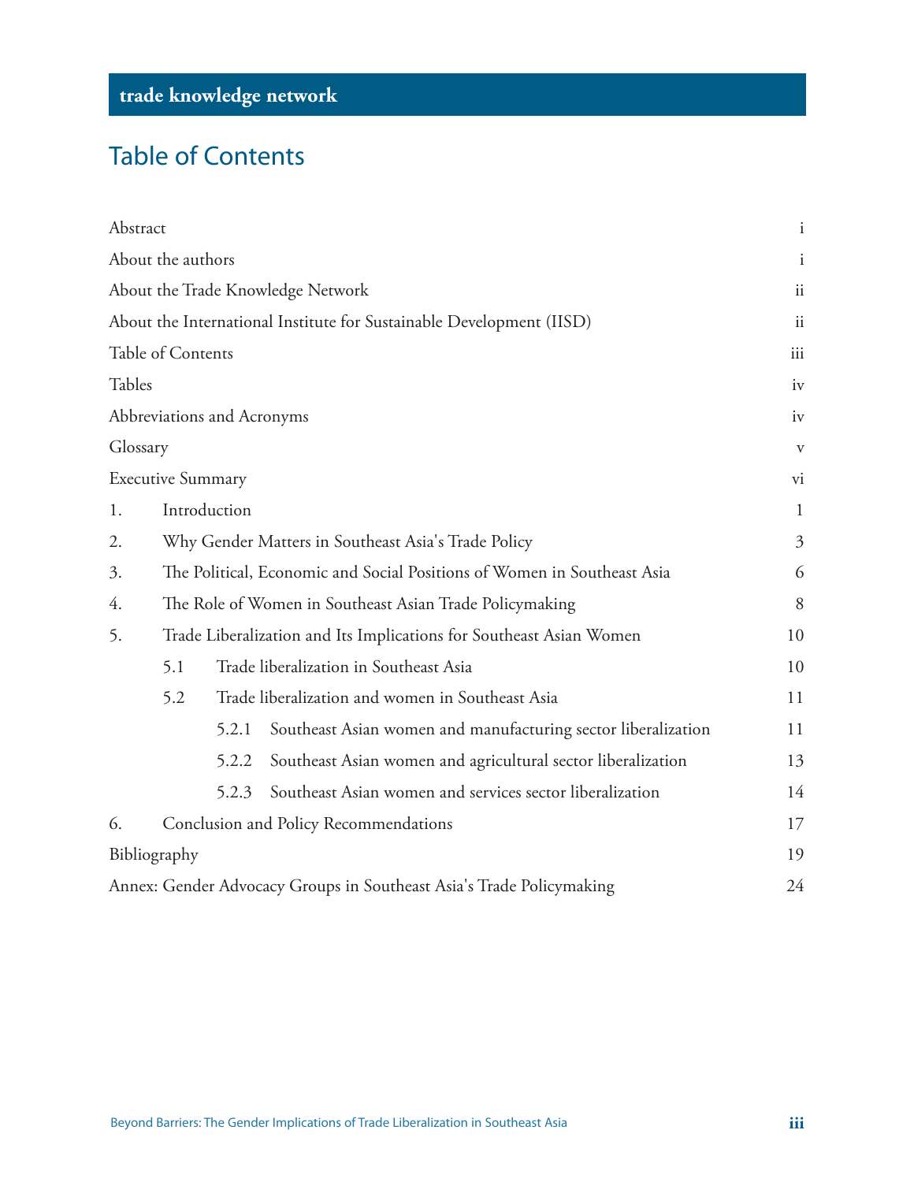# Table of Contents

| | |
|---|---|
| Abstract | i |
| About the authors | i |
| About the Trade Knowledge Network | ii |
| About the International Institute for Sustainable Development (IISD) | ii |
| Table of Contents | iii |
| Tables | iv |
| Abbreviations and Acronyms | iv |
| Glossary | v |
| Executive Summary | vi |
| 1. Introduction | 1 |
| 2. Why Gender Matters in Southeast Asia's Trade Policy | 3 |
| 3. The Political, Economic and Social Positions of Women in Southeast Asia | 6 |
| 4. The Role of Women in Southeast Asian Trade Policymaking | 8 |
| 5. Trade Liberalization and Its Implications for Southeast Asian Women | 10 |
| 5.1 Trade liberalization in Southeast Asia | 10 |
| 5.2 Trade liberalization and women in Southeast Asia | 11 |
| 5.2.1 Southeast Asian women and manufacturing sector liberalization | 11 |
| 5.2.2 Southeast Asian women and agricultural sector liberalization | 13 |
| 5.2.3 Southeast Asian women and services sector liberalization | 14 |
| 6. Conclusion and Policy Recommendations | 17 |
| Bibliography | 19 |
| Annex: Gender Advocacy Groups in Southeast Asia's Trade Policymaking | 24 |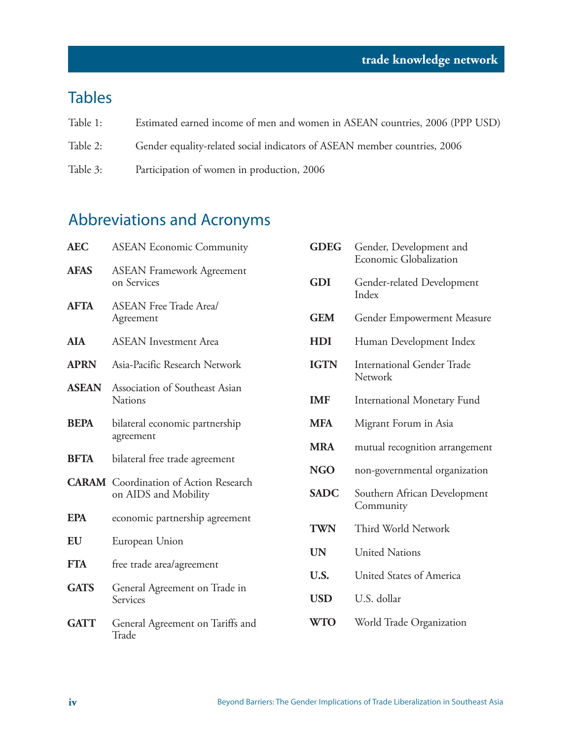## Tables

Table 1: Estimated earned income of men and women in ASEAN countries, 2006 (PPP USD)

Table 2: Gender equality-related social indicators of ASEAN member countries, 2006

Table 3: Participation of women in production, 2006

## Abbreviations and Acronyms

**AEC** ASEAN Economic Community

**AFAS** ASEAN Framework Agreement on Services

**AFTA** ASEAN Free Trade Area/Agreement

**AIA** ASEAN Investment Area

**APRN** Asia-Pacific Research Network

**ASEAN** Association of Southeast Asian Nations

**BEPA** bilateral economic partnership agreement

**BFTA** bilateral free trade agreement

**CARAM** Coordination of Action Research on AIDS and Mobility

**EPA** economic partnership agreement

**EU** European Union

**FTA** free trade area/agreement

**GATS** General Agreement on Trade in Services

**GATT** General Agreement on Tariffs and Trade

**GDEG** Gender, Development and Economic Globalization

**GDI** Gender-related Development Index

**GEM** Gender Empowerment Measure

**HDI** Human Development Index

**IGTN** International Gender Trade Network

**IMF** International Monetary Fund

**MFA** Migrant Forum in Asia

**MRA** mutual recognition arrangement

**NGO** non-governmental organization

**SADC** Southern African Development Community

**TWN** Third World Network

**UN** United Nations

**U.S.** United States of America

**USD** U.S. dollar

**WTO** World Trade Organization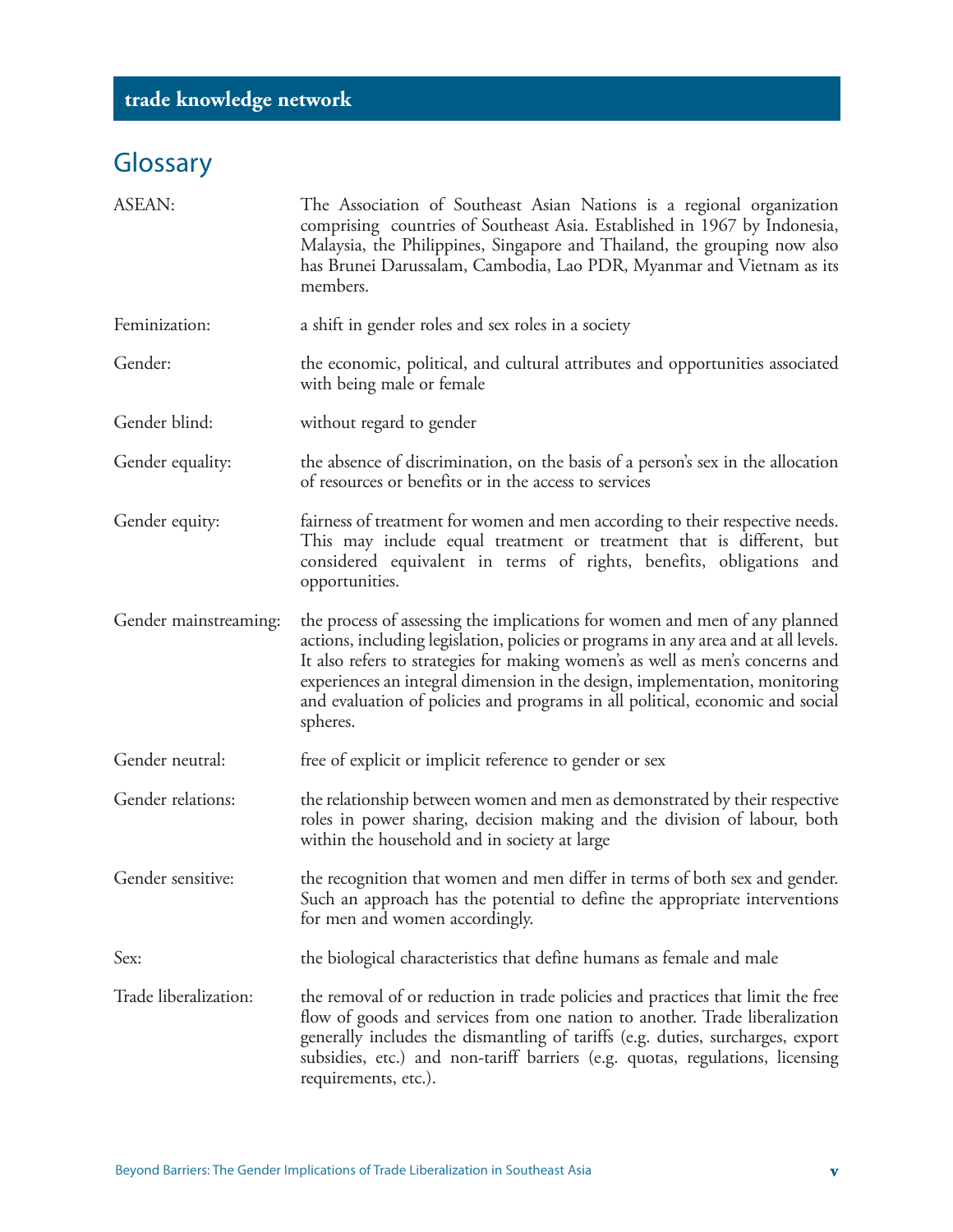## Glossary

| | |
|---|---|
| ASEAN: | The Association of Southeast Asian Nations is a regional organization comprising countries of Southeast Asia. Established in 1967 by Indonesia, Malaysia, the Philippines, Singapore and Thailand, the grouping now also has Brunei Darussalam, Cambodia, Lao PDR, Myanmar and Vietnam as its members. |
| Feminization: | a shift in gender roles and sex roles in a society |
| Gender: | the economic, political, and cultural attributes and opportunities associated with being male or female |
| Gender blind: | without regard to gender |
| Gender equality: | the absence of discrimination, on the basis of a person's sex in the allocation of resources or benefits or in the access to services |
| Gender equity: | fairness of treatment for women and men according to their respective needs. This may include equal treatment or treatment that is different, but considered equivalent in terms of rights, benefits, obligations and opportunities. |
| Gender mainstreaming: | the process of assessing the implications for women and men of any planned actions, including legislation, policies or programs in any area and at all levels. It also refers to strategies for making women's as well as men's concerns and experiences an integral dimension in the design, implementation, monitoring and evaluation of policies and programs in all political, economic and social spheres. |
| Gender neutral: | free of explicit or implicit reference to gender or sex |
| Gender relations: | the relationship between women and men as demonstrated by their respective roles in power sharing, decision making and the division of labour, both within the household and in society at large |
| Gender sensitive: | the recognition that women and men differ in terms of both sex and gender. Such an approach has the potential to define the appropriate interventions for men and women accordingly. |
| Sex: | the biological characteristics that define humans as female and male |
| Trade liberalization: | the removal of or reduction in trade policies and practices that limit the free flow of goods and services from one nation to another. Trade liberalization generally includes the dismantling of tariffs (e.g. duties, surcharges, export subsidies, etc.) and non-tariff barriers (e.g. quotas, regulations, licensing requirements, etc.). |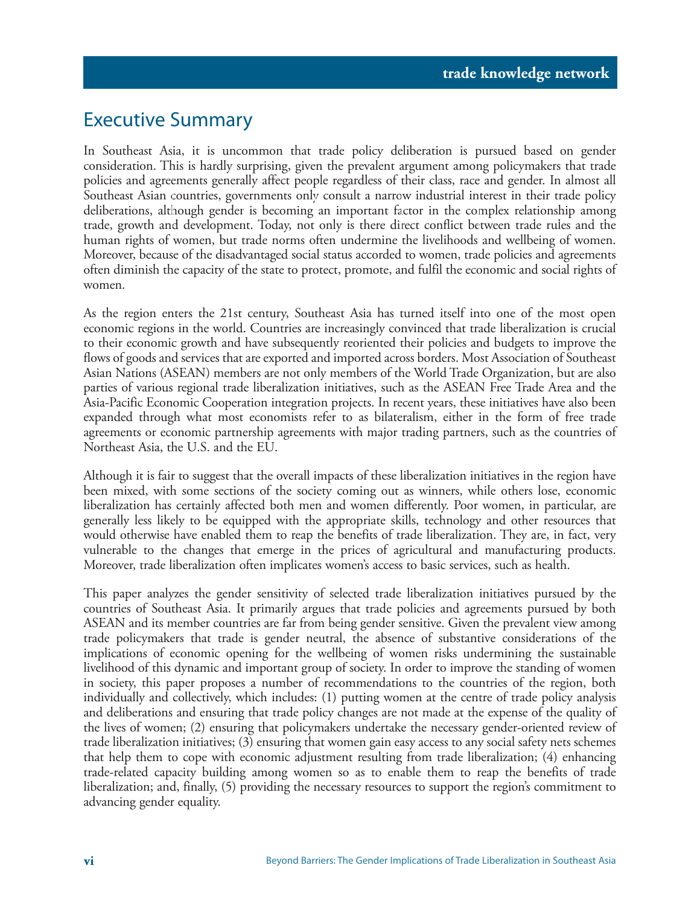## Executive Summary

In Southeast Asia, it is uncommon that trade policy deliberation is pursued based on gender consideration. This is hardly surprising, given the prevalent argument among policymakers that trade policies and agreements generally affect people regardless of their class, race and gender. In almost all Southeast Asian countries, governments only consult a narrow industrial interest in their trade policy deliberations, although gender is becoming an important factor in the complex relationship among trade, growth and development. Today, not only is there direct conflict between trade rules and the human rights of women, but trade norms often undermine the livelihoods and wellbeing of women. Moreover, because of the disadvantaged social status accorded to women, trade policies and agreements often diminish the capacity of the state to protect, promote, and fulfil the economic and social rights of women.

As the region enters the 21st century, Southeast Asia has turned itself into one of the most open economic regions in the world. Countries are increasingly convinced that trade liberalization is crucial to their economic growth and have subsequently reoriented their policies and budgets to improve the flows of goods and services that are exported and imported across borders. Most Association of Southeast Asian Nations (ASEAN) members are not only members of the World Trade Organization, but are also parties of various regional trade liberalization initiatives, such as the ASEAN Free Trade Area and the Asia-Pacific Economic Cooperation integration projects. In recent years, these initiatives have also been expanded through what most economists refer to as bilateralism, either in the form of free trade agreements or economic partnership agreements with major trading partners, such as the countries of Northeast Asia, the U.S. and the EU.

Although it is fair to suggest that the overall impacts of these liberalization initiatives in the region have been mixed, with some sections of the society coming out as winners, while others lose, economic liberalization has certainly affected both men and women differently. Poor women, in particular, are generally less likely to be equipped with the appropriate skills, technology and other resources that would otherwise have enabled them to reap the benefits of trade liberalization. They are, in fact, very vulnerable to the changes that emerge in the prices of agricultural and manufacturing products. Moreover, trade liberalization often implicates women's access to basic services, such as health.

This paper analyzes the gender sensitivity of selected trade liberalization initiatives pursued by the countries of Southeast Asia. It primarily argues that trade policies and agreements pursued by both ASEAN and its member countries are far from being gender sensitive. Given the prevalent view among trade policymakers that trade is gender neutral, the absence of substantive considerations of the implications of economic opening for the wellbeing of women risks undermining the sustainable livelihood of this dynamic and important group of society. In order to improve the standing of women in society, this paper proposes a number of recommendations to the countries of the region, both individually and collectively, which includes: (1) putting women at the centre of trade policy analysis and deliberations and ensuring that trade policy changes are not made at the expense of the quality of the lives of women; (2) ensuring that policymakers undertake the necessary gender-oriented review of trade liberalization initiatives; (3) ensuring that women gain easy access to any social safety nets schemes that help them to cope with economic adjustment resulting from trade liberalization; (4) enhancing trade-related capacity building among women so as to enable them to reap the benefits of trade liberalization; and, finally, (5) providing the necessary resources to support the region's commitment to advancing gender equality.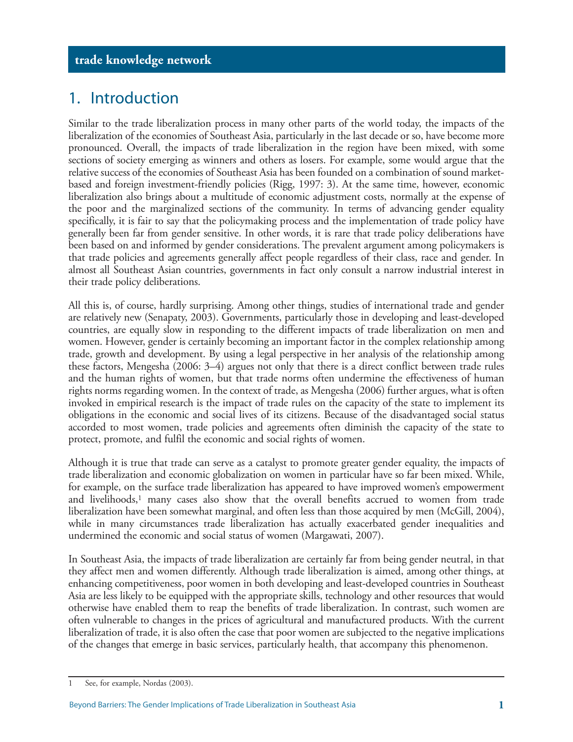## 1. Introduction

Similar to the trade liberalization process in many other parts of the world today, the impacts of the liberalization of the economies of Southeast Asia, particularly in the last decade or so, have become more pronounced. Overall, the impacts of trade liberalization in the region have been mixed, with some sections of society emerging as winners and others as losers. For example, some would argue that the relative success of the economies of Southeast Asia has been founded on a combination of sound market-based and foreign investment-friendly policies (Rigg, 1997: 3). At the same time, however, economic liberalization also brings about a multitude of economic adjustment costs, normally at the expense of the poor and the marginalized sections of the community. In terms of advancing gender equality specifically, it is fair to say that the policymaking process and the implementation of trade policy have generally been far from gender sensitive. In other words, it is rare that trade policy deliberations have been based on and informed by gender considerations. The prevalent argument among policymakers is that trade policies and agreements generally affect people regardless of their class, race and gender. In almost all Southeast Asian countries, governments in fact only consult a narrow industrial interest in their trade policy deliberations.

All this is, of course, hardly surprising. Among other things, studies of international trade and gender are relatively new (Senapaty, 2003). Governments, particularly those in developing and least-developed countries, are equally slow in responding to the different impacts of trade liberalization on men and women. However, gender is certainly becoming an important factor in the complex relationship among trade, growth and development. By using a legal perspective in her analysis of the relationship among these factors, Mengesha (2006: 3–4) argues not only that there is a direct conflict between trade rules and the human rights of women, but that trade norms often undermine the effectiveness of human rights norms regarding women. In the context of trade, as Mengesha (2006) further argues, what is often invoked in empirical research is the impact of trade rules on the capacity of the state to implement its obligations in the economic and social lives of its citizens. Because of the disadvantaged social status accorded to most women, trade policies and agreements often diminish the capacity of the state to protect, promote, and fulfil the economic and social rights of women.

Although it is true that trade can serve as a catalyst to promote greater gender equality, the impacts of trade liberalization and economic globalization on women in particular have so far been mixed. While, for example, on the surface trade liberalization has appeared to have improved women's empowerment and livelihoods,[1] many cases also show that the overall benefits accrued to women from trade liberalization have been somewhat marginal, and often less than those acquired by men (McGill, 2004), while in many circumstances trade liberalization has actually exacerbated gender inequalities and undermined the economic and social status of women (Margawati, 2007).

In Southeast Asia, the impacts of trade liberalization are certainly far from being gender neutral, in that they affect men and women differently. Although trade liberalization is aimed, among other things, at enhancing competitiveness, poor women in both developing and least-developed countries in Southeast Asia are less likely to be equipped with the appropriate skills, technology and other resources that would otherwise have enabled them to reap the benefits of trade liberalization. In contrast, such women are often vulnerable to changes in the prices of agricultural and manufactured products. With the current liberalization of trade, it is also often the case that poor women are subjected to the negative implications of the changes that emerge in basic services, particularly health, that accompany this phenomenon.

---

1 See, for example, Nordas (2003).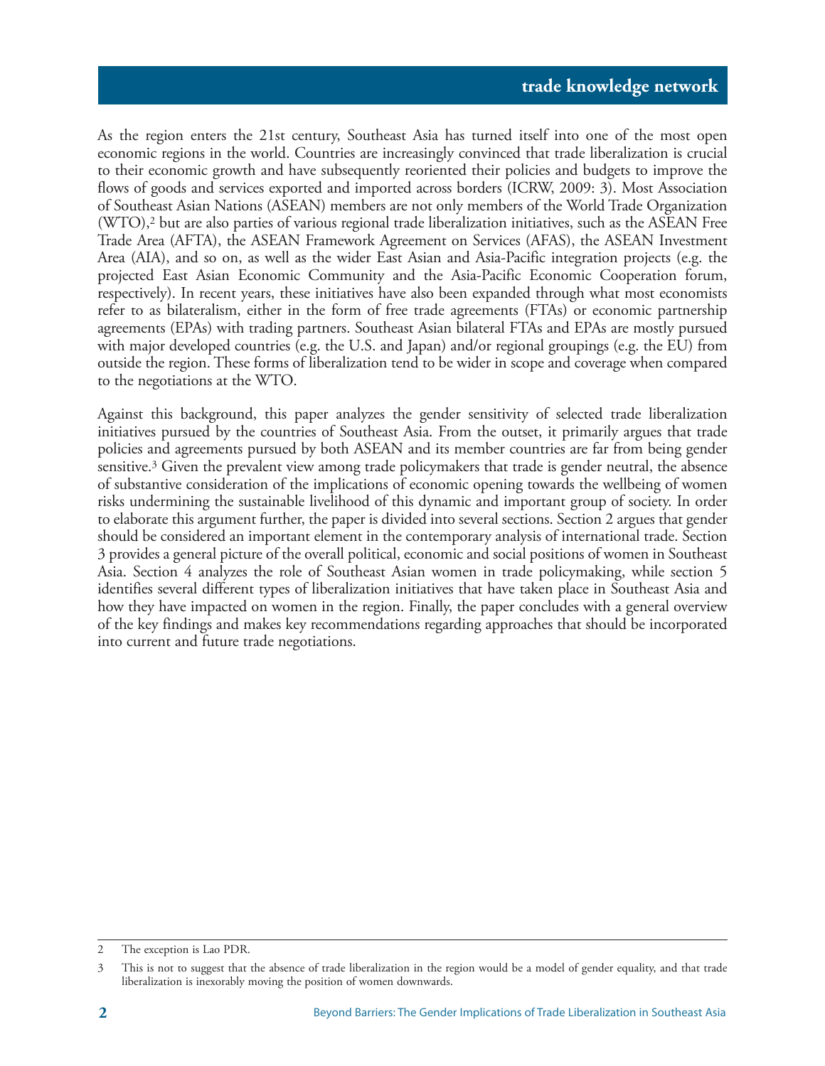As the region enters the 21st century, Southeast Asia has turned itself into one of the most open economic regions in the world. Countries are increasingly convinced that trade liberalization is crucial to their economic growth and have subsequently reoriented their policies and budgets to improve the flows of goods and services exported and imported across borders (ICRW, 2009: 3). Most Association of Southeast Asian Nations (ASEAN) members are not only members of the World Trade Organization (WTO),[2] but are also parties of various regional trade liberalization initiatives, such as the ASEAN Free Trade Area (AFTA), the ASEAN Framework Agreement on Services (AFAS), the ASEAN Investment Area (AIA), and so on, as well as the wider East Asian and Asia-Pacific integration projects (e.g. the projected East Asian Economic Community and the Asia-Pacific Economic Cooperation forum, respectively). In recent years, these initiatives have also been expanded through what most economists refer to as bilateralism, either in the form of free trade agreements (FTAs) or economic partnership agreements (EPAs) with trading partners. Southeast Asian bilateral FTAs and EPAs are mostly pursued with major developed countries (e.g. the U.S. and Japan) and/or regional groupings (e.g. the EU) from outside the region. These forms of liberalization tend to be wider in scope and coverage when compared to the negotiations at the WTO.

Against this background, this paper analyzes the gender sensitivity of selected trade liberalization initiatives pursued by the countries of Southeast Asia. From the outset, it primarily argues that trade policies and agreements pursued by both ASEAN and its member countries are far from being gender sensitive.[3] Given the prevalent view among trade policymakers that trade is gender neutral, the absence of substantive consideration of the implications of economic opening towards the wellbeing of women risks undermining the sustainable livelihood of this dynamic and important group of society. In order to elaborate this argument further, the paper is divided into several sections. Section 2 argues that gender should be considered an important element in the contemporary analysis of international trade. Section 3 provides a general picture of the overall political, economic and social positions of women in Southeast Asia. Section 4 analyzes the role of Southeast Asian women in trade policymaking, while section 5 identifies several different types of liberalization initiatives that have taken place in Southeast Asia and how they have impacted on women in the region. Finally, the paper concludes with a general overview of the key findings and makes key recommendations regarding approaches that should be incorporated into current and future trade negotiations.

---

2 The exception is Lao PDR.

3 This is not to suggest that the absence of trade liberalization in the region would be a model of gender equality, and that trade liberalization is inexorably moving the position of women downwards.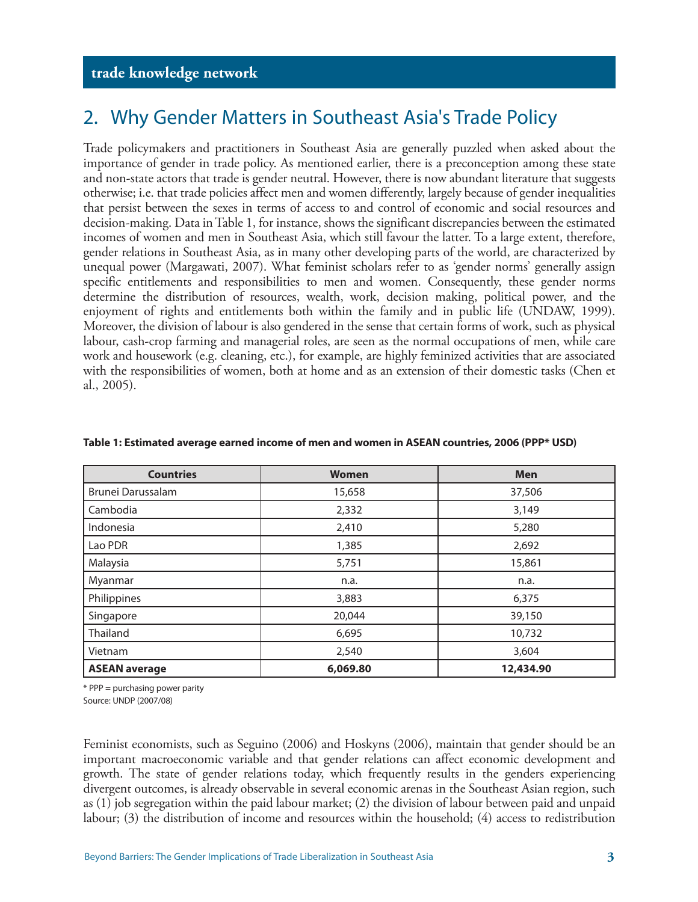## 2. Why Gender Matters in Southeast Asia's Trade Policy

Trade policymakers and practitioners in Southeast Asia are generally puzzled when asked about the importance of gender in trade policy. As mentioned earlier, there is a preconception among these state and non-state actors that trade is gender neutral. However, there is now abundant literature that suggests otherwise; i.e. that trade policies affect men and women differently, largely because of gender inequalities that persist between the sexes in terms of access to and control of economic and social resources and decision-making. Data in Table 1, for instance, shows the significant discrepancies between the estimated incomes of women and men in Southeast Asia, which still favour the latter. To a large extent, therefore, gender relations in Southeast Asia, as in many other developing parts of the world, are characterized by unequal power (Margawati, 2007). What feminist scholars refer to as 'gender norms' generally assign specific entitlements and responsibilities to men and women. Consequently, these gender norms determine the distribution of resources, wealth, work, decision making, political power, and the enjoyment of rights and entitlements both within the family and in public life (UNDAW, 1999). Moreover, the division of labour is also gendered in the sense that certain forms of work, such as physical labour, cash-crop farming and managerial roles, are seen as the normal occupations of men, while care work and housework (e.g. cleaning, etc.), for example, are highly feminized activities that are associated with the responsibilities of women, both at home and as an extension of their domestic tasks (Chen et al., 2005).

**Table 1: Estimated average earned income of men and women in ASEAN countries, 2006 (PPP* USD)**

| Countries | Women | Men |
|---|---|---|
| Brunei Darussalam | 15,658 | 37,506 |
| Cambodia | 2,332 | 3,149 |
| Indonesia | 2,410 | 5,280 |
| Lao PDR | 1,385 | 2,692 |
| Malaysia | 5,751 | 15,861 |
| Myanmar | n.a. | n.a. |
| Philippines | 3,883 | 6,375 |
| Singapore | 20,044 | 39,150 |
| Thailand | 6,695 | 10,732 |
| Vietnam | 2,540 | 3,604 |
| **ASEAN average** | **6,069.80** | **12,434.90** |

\* PPP = purchasing power parity

Source: UNDP (2007/08)

Feminist economists, such as Seguino (2006) and Hoskyns (2006), maintain that gender should be an important macroeconomic variable and that gender relations can affect economic development and growth. The state of gender relations today, which frequently results in the genders experiencing divergent outcomes, is already observable in several economic arenas in the Southeast Asian region, such as (1) job segregation within the paid labour market; (2) the division of labour between paid and unpaid labour; (3) the distribution of income and resources within the household; (4) access to redistribution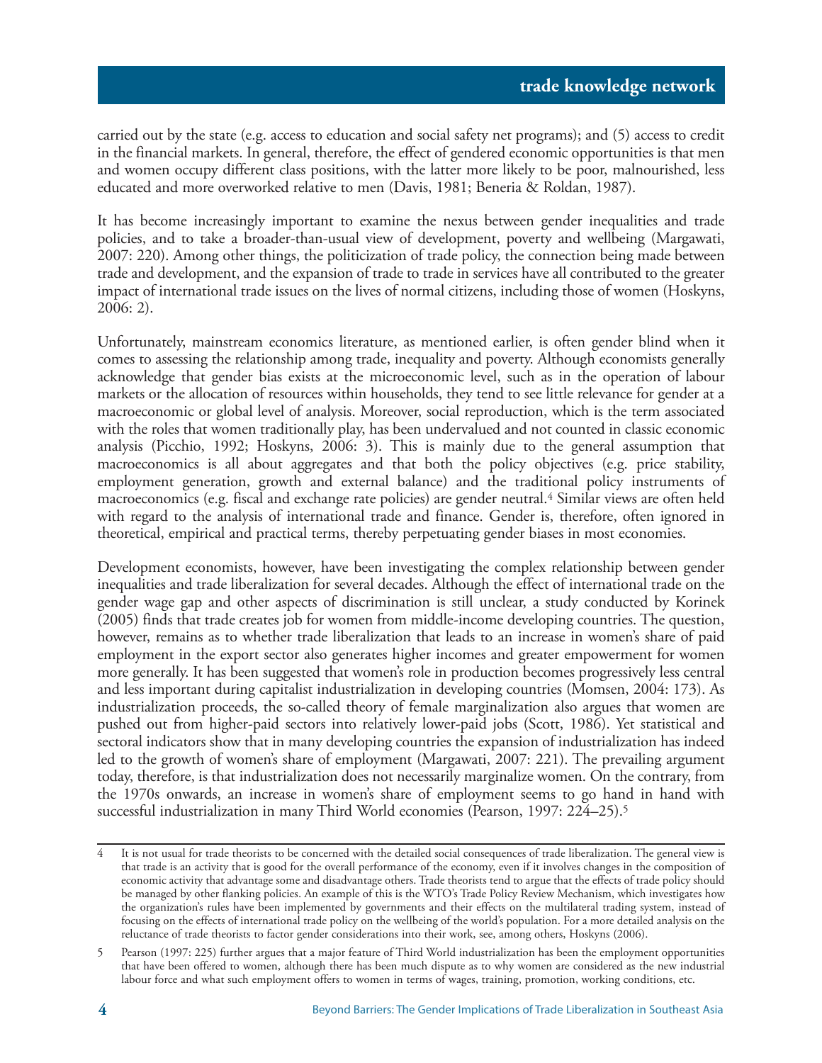carried out by the state (e.g. access to education and social safety net programs); and (5) access to credit in the financial markets. In general, therefore, the effect of gendered economic opportunities is that men and women occupy different class positions, with the latter more likely to be poor, malnourished, less educated and more overworked relative to men (Davis, 1981; Beneria & Roldan, 1987).

It has become increasingly important to examine the nexus between gender inequalities and trade policies, and to take a broader-than-usual view of development, poverty and wellbeing (Margawati, 2007: 220). Among other things, the politicization of trade policy, the connection being made between trade and development, and the expansion of trade to trade in services have all contributed to the greater impact of international trade issues on the lives of normal citizens, including those of women (Hoskyns, 2006: 2).

Unfortunately, mainstream economics literature, as mentioned earlier, is often gender blind when it comes to assessing the relationship among trade, inequality and poverty. Although economists generally acknowledge that gender bias exists at the microeconomic level, such as in the operation of labour markets or the allocation of resources within households, they tend to see little relevance for gender at a macroeconomic or global level of analysis. Moreover, social reproduction, which is the term associated with the roles that women traditionally play, has been undervalued and not counted in classic economic analysis (Picchio, 1992; Hoskyns, 2006: 3). This is mainly due to the general assumption that macroeconomics is all about aggregates and that both the policy objectives (e.g. price stability, employment generation, growth and external balance) and the traditional policy instruments of macroeconomics (e.g. fiscal and exchange rate policies) are gender neutral.[4] Similar views are often held with regard to the analysis of international trade and finance. Gender is, therefore, often ignored in theoretical, empirical and practical terms, thereby perpetuating gender biases in most economies.

Development economists, however, have been investigating the complex relationship between gender inequalities and trade liberalization for several decades. Although the effect of international trade on the gender wage gap and other aspects of discrimination is still unclear, a study conducted by Korinek (2005) finds that trade creates job for women from middle-income developing countries. The question, however, remains as to whether trade liberalization that leads to an increase in women's share of paid employment in the export sector also generates higher incomes and greater empowerment for women more generally. It has been suggested that women's role in production becomes progressively less central and less important during capitalist industrialization in developing countries (Momsen, 2004: 173). As industrialization proceeds, the so-called theory of female marginalization also argues that women are pushed out from higher-paid sectors into relatively lower-paid jobs (Scott, 1986). Yet statistical and sectoral indicators show that in many developing countries the expansion of industrialization has indeed led to the growth of women's share of employment (Margawati, 2007: 221). The prevailing argument today, therefore, is that industrialization does not necessarily marginalize women. On the contrary, from the 1970s onwards, an increase in women's share of employment seems to go hand in hand with successful industrialization in many Third World economies (Pearson, 1997: 224–25).[5]

---

4 It is not usual for trade theorists to be concerned with the detailed social consequences of trade liberalization. The general view is that trade is an activity that is good for the overall performance of the economy, even if it involves changes in the composition of economic activity that advantage some and disadvantage others. Trade theorists tend to argue that the effects of trade policy should be managed by other flanking policies. An example of this is the WTO's Trade Policy Review Mechanism, which investigates how the organization's rules have been implemented by governments and their effects on the multilateral trading system, instead of focusing on the effects of international trade policy on the wellbeing of the world's population. For a more detailed analysis on the reluctance of trade theorists to factor gender considerations into their work, see, among others, Hoskyns (2006).

5 Pearson (1997: 225) further argues that a major feature of Third World industrialization has been the employment opportunities that have been offered to women, although there has been much dispute as to why women are considered as the new industrial labour force and what such employment offers to women in terms of wages, training, promotion, working conditions, etc.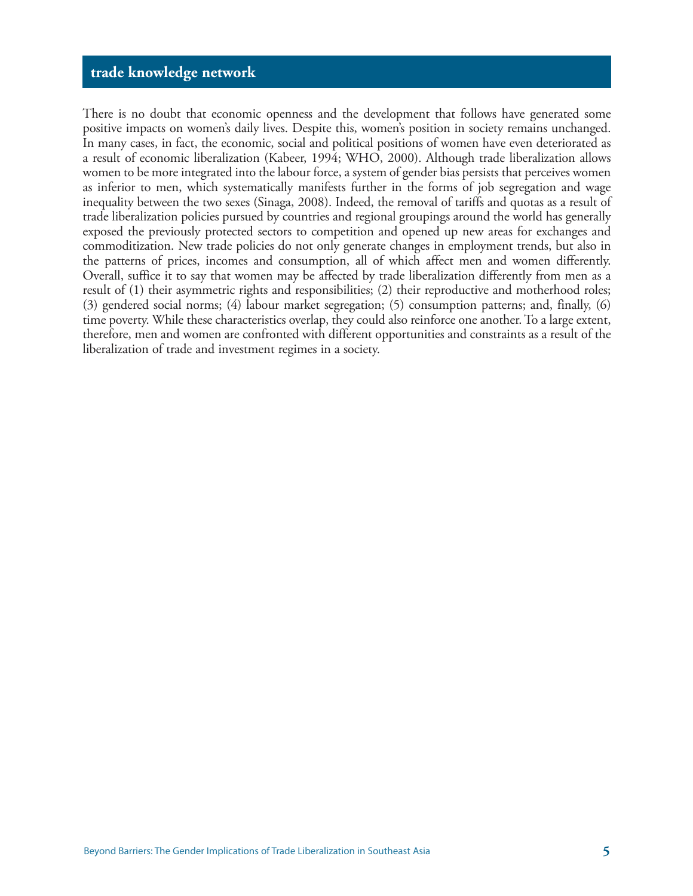There is no doubt that economic openness and the development that follows have generated some positive impacts on women's daily lives. Despite this, women's position in society remains unchanged. In many cases, in fact, the economic, social and political positions of women have even deteriorated as a result of economic liberalization (Kabeer, 1994; WHO, 2000). Although trade liberalization allows women to be more integrated into the labour force, a system of gender bias persists that perceives women as inferior to men, which systematically manifests further in the forms of job segregation and wage inequality between the two sexes (Sinaga, 2008). Indeed, the removal of tariffs and quotas as a result of trade liberalization policies pursued by countries and regional groupings around the world has generally exposed the previously protected sectors to competition and opened up new areas for exchanges and commoditization. New trade policies do not only generate changes in employment trends, but also in the patterns of prices, incomes and consumption, all of which affect men and women differently. Overall, suffice it to say that women may be affected by trade liberalization differently from men as a result of (1) their asymmetric rights and responsibilities; (2) their reproductive and motherhood roles; (3) gendered social norms; (4) labour market segregation; (5) consumption patterns; and, finally, (6) time poverty. While these characteristics overlap, they could also reinforce one another. To a large extent, therefore, men and women are confronted with different opportunities and constraints as a result of the liberalization of trade and investment regimes in a society.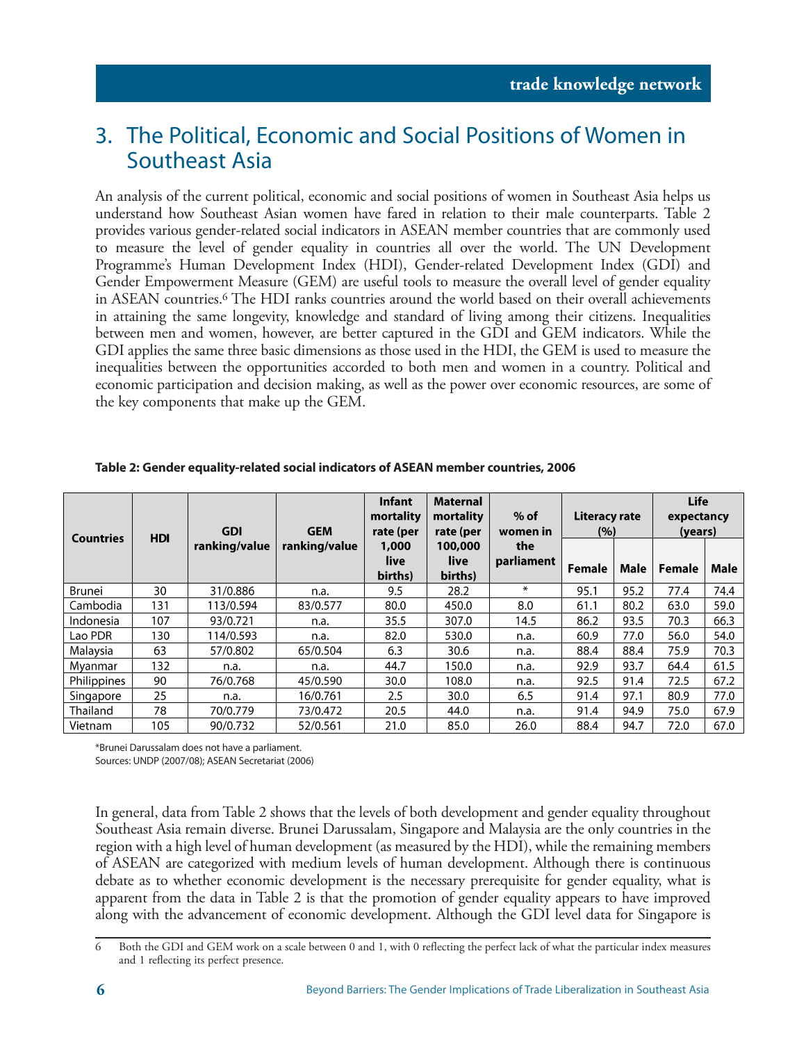## 3. The Political, Economic and Social Positions of Women in Southeast Asia

An analysis of the current political, economic and social positions of women in Southeast Asia helps us understand how Southeast Asian women have fared in relation to their male counterparts. Table 2 provides various gender-related social indicators in ASEAN member countries that are commonly used to measure the level of gender equality in countries all over the world. The UN Development Programme's Human Development Index (HDI), Gender-related Development Index (GDI) and Gender Empowerment Measure (GEM) are useful tools to measure the overall level of gender equality in ASEAN countries.[6] The HDI ranks countries around the world based on their overall achievements in attaining the same longevity, knowledge and standard of living among their citizens. Inequalities between men and women, however, are better captured in the GDI and GEM indicators. While the GDI applies the same three basic dimensions as those used in the HDI, the GEM is used to measure the inequalities between the opportunities accorded to both men and women in a country. Political and economic participation and decision making, as well as the power over economic resources, are some of the key components that make up the GEM.

**Table 2: Gender equality-related social indicators of ASEAN member countries, 2006**

| Countries | HDI | GDI ranking/value | GEM ranking/value | Infant mortality rate (per 1,000 live births) | Maternal mortality rate (per 100,000 live births) | % of women in the parliament | Literacy rate (%) | | Life expectancy (years) | |
|---|---|---|---|---|---|---|---|---|---|---|
| | | | | | | | Female | Male | Female | Male |
| Brunei | 30 | 31/0.886 | n.a. | 9.5 | 28.2 | * | 95.1 | 95.2 | 77.4 | 74.4 |
| Cambodia | 131 | 113/0.594 | 83/0.577 | 80.0 | 450.0 | 8.0 | 61.1 | 80.2 | 63.0 | 59.0 |
| Indonesia | 107 | 93/0.721 | n.a. | 35.5 | 307.0 | 14.5 | 86.2 | 93.5 | 70.3 | 66.3 |
| Lao PDR | 130 | 114/0.593 | n.a. | 82.0 | 530.0 | n.a. | 60.9 | 77.0 | 56.0 | 54.0 |
| Malaysia | 63 | 57/0.802 | 65/0.504 | 6.3 | 30.6 | n.a. | 88.4 | 88.4 | 75.9 | 70.3 |
| Myanmar | 132 | n.a. | n.a. | 44.7 | 150.0 | n.a. | 92.9 | 93.7 | 64.4 | 61.5 |
| Philippines | 90 | 76/0.768 | 45/0.590 | 30.0 | 108.0 | n.a. | 92.5 | 91.4 | 72.5 | 67.2 |
| Singapore | 25 | n.a. | 16/0.761 | 2.5 | 30.0 | 6.5 | 91.4 | 97.1 | 80.9 | 77.0 |
| Thailand | 78 | 70/0.779 | 73/0.472 | 20.5 | 44.0 | n.a. | 91.4 | 94.9 | 75.0 | 67.9 |
| Vietnam | 105 | 90/0.732 | 52/0.561 | 21.0 | 85.0 | 26.0 | 88.4 | 94.7 | 72.0 | 67.0 |

*Brunei Darussalam does not have a parliament.
Sources: UNDP (2007/08); ASEAN Secretariat (2006)

In general, data from Table 2 shows that the levels of both development and gender equality throughout Southeast Asia remain diverse. Brunei Darussalam, Singapore and Malaysia are the only countries in the region with a high level of human development (as measured by the HDI), while the remaining members of ASEAN are categorized with medium levels of human development. Although there is continuous debate as to whether economic development is the necessary prerequisite for gender equality, what is apparent from the data in Table 2 is that the promotion of gender equality appears to have improved along with the advancement of economic development. Although the GDI level data for Singapore is

6 Both the GDI and GEM work on a scale between 0 and 1, with 0 reflecting the perfect lack of what the particular index measures and 1 reflecting its perfect presence.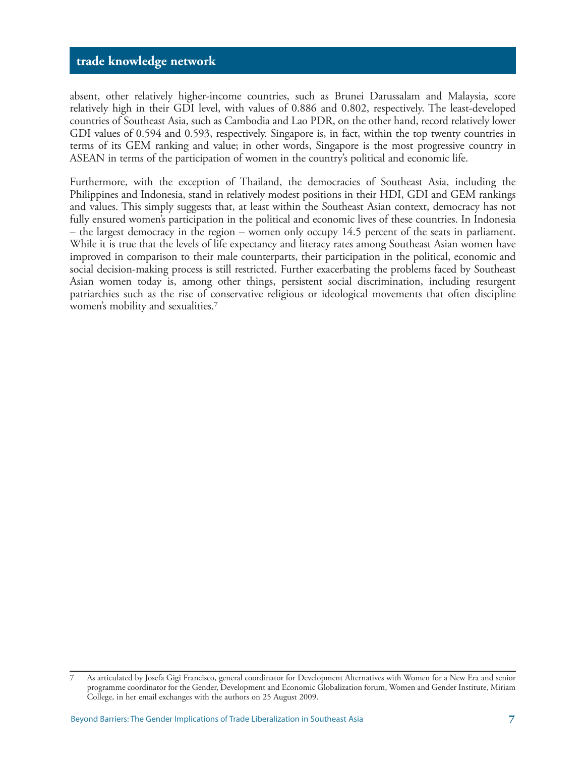absent, other relatively higher-income countries, such as Brunei Darussalam and Malaysia, score relatively high in their GDI level, with values of 0.886 and 0.802, respectively. The least-developed countries of Southeast Asia, such as Cambodia and Lao PDR, on the other hand, record relatively lower GDI values of 0.594 and 0.593, respectively. Singapore is, in fact, within the top twenty countries in terms of its GEM ranking and value; in other words, Singapore is the most progressive country in ASEAN in terms of the participation of women in the country's political and economic life.

Furthermore, with the exception of Thailand, the democracies of Southeast Asia, including the Philippines and Indonesia, stand in relatively modest positions in their HDI, GDI and GEM rankings and values. This simply suggests that, at least within the Southeast Asian context, democracy has not fully ensured women's participation in the political and economic lives of these countries. In Indonesia – the largest democracy in the region – women only occupy 14.5 percent of the seats in parliament. While it is true that the levels of life expectancy and literacy rates among Southeast Asian women have improved in comparison to their male counterparts, their participation in the political, economic and social decision-making process is still restricted. Further exacerbating the problems faced by Southeast Asian women today is, among other things, persistent social discrimination, including resurgent patriarchies such as the rise of conservative religious or ideological movements that often discipline women's mobility and sexualities.[7]

---

7 As articulated by Josefa Gigi Francisco, general coordinator for Development Alternatives with Women for a New Era and senior programme coordinator for the Gender, Development and Economic Globalization forum, Women and Gender Institute, Miriam College, in her email exchanges with the authors on 25 August 2009.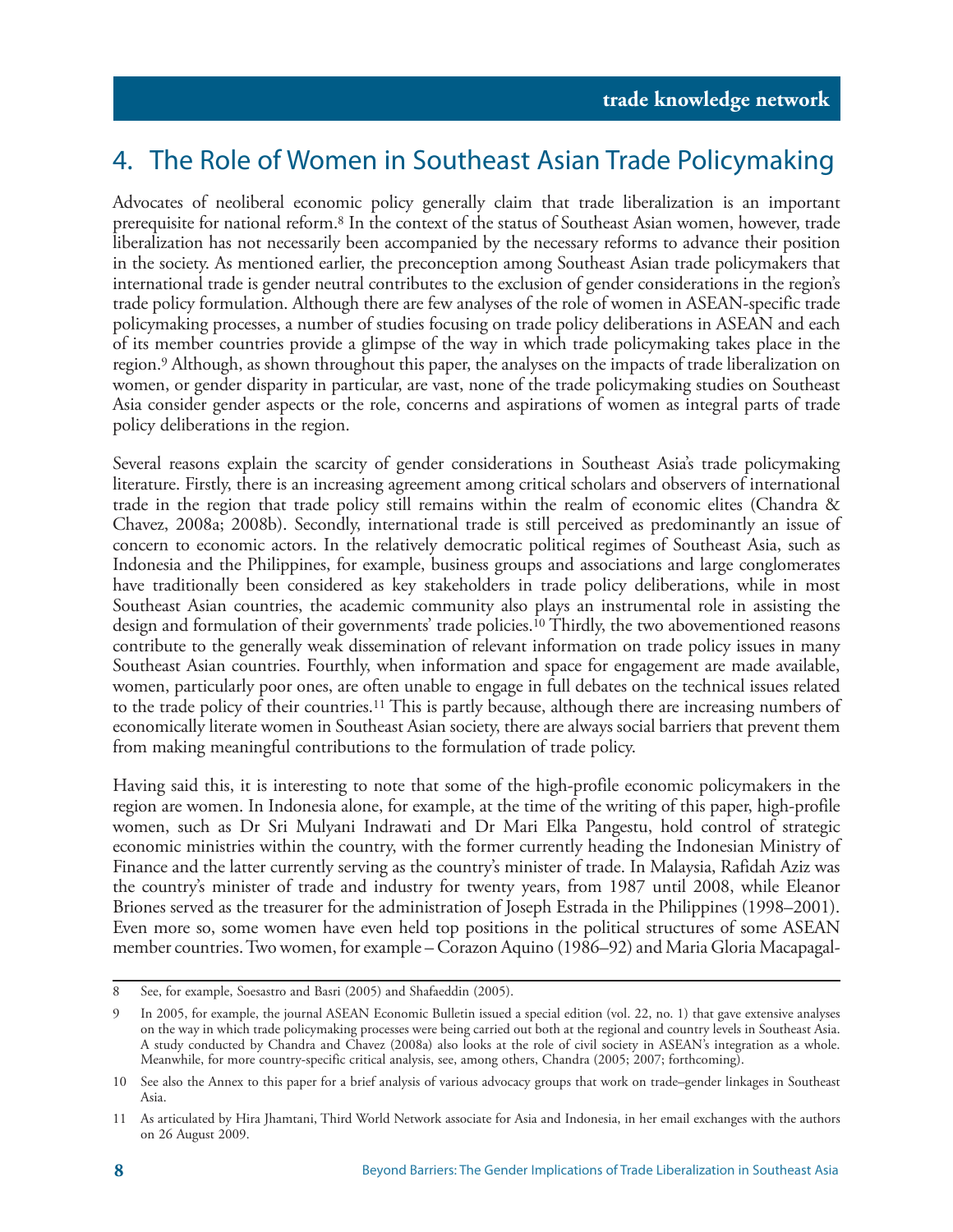# 4. The Role of Women in Southeast Asian Trade Policymaking

Advocates of neoliberal economic policy generally claim that trade liberalization is an important prerequisite for national reform.[8] In the context of the status of Southeast Asian women, however, trade liberalization has not necessarily been accompanied by the necessary reforms to advance their position in the society. As mentioned earlier, the preconception among Southeast Asian trade policymakers that international trade is gender neutral contributes to the exclusion of gender considerations in the region's trade policy formulation. Although there are few analyses of the role of women in ASEAN-specific trade policymaking processes, a number of studies focusing on trade policy deliberations in ASEAN and each of its member countries provide a glimpse of the way in which trade policymaking takes place in the region.[9] Although, as shown throughout this paper, the analyses on the impacts of trade liberalization on women, or gender disparity in particular, are vast, none of the trade policymaking studies on Southeast Asia consider gender aspects or the role, concerns and aspirations of women as integral parts of trade policy deliberations in the region.

Several reasons explain the scarcity of gender considerations in Southeast Asia's trade policymaking literature. Firstly, there is an increasing agreement among critical scholars and observers of international trade in the region that trade policy still remains within the realm of economic elites (Chandra & Chavez, 2008a; 2008b). Secondly, international trade is still perceived as predominantly an issue of concern to economic actors. In the relatively democratic political regimes of Southeast Asia, such as Indonesia and the Philippines, for example, business groups and associations and large conglomerates have traditionally been considered as key stakeholders in trade policy deliberations, while in most Southeast Asian countries, the academic community also plays an instrumental role in assisting the design and formulation of their governments' trade policies.[10] Thirdly, the two abovementioned reasons contribute to the generally weak dissemination of relevant information on trade policy issues in many Southeast Asian countries. Fourthly, when information and space for engagement are made available, women, particularly poor ones, are often unable to engage in full debates on the technical issues related to the trade policy of their countries.[11] This is partly because, although there are increasing numbers of economically literate women in Southeast Asian society, there are always social barriers that prevent them from making meaningful contributions to the formulation of trade policy.

Having said this, it is interesting to note that some of the high-profile economic policymakers in the region are women. In Indonesia alone, for example, at the time of the writing of this paper, high-profile women, such as Dr Sri Mulyani Indrawati and Dr Mari Elka Pangestu, hold control of strategic economic ministries within the country, with the former currently heading the Indonesian Ministry of Finance and the latter currently serving as the country's minister of trade. In Malaysia, Rafidah Aziz was the country's minister of trade and industry for twenty years, from 1987 until 2008, while Eleanor Briones served as the treasurer for the administration of Joseph Estrada in the Philippines (1998–2001). Even more so, some women have even held top positions in the political structures of some ASEAN member countries. Two women, for example – Corazon Aquino (1986–92) and Maria Gloria Macapagal-

---

8 See, for example, Soesastro and Basri (2005) and Shafaeddin (2005).

9 In 2005, for example, the journal ASEAN Economic Bulletin issued a special edition (vol. 22, no. 1) that gave extensive analyses on the way in which trade policymaking processes were being carried out both at the regional and country levels in Southeast Asia. A study conducted by Chandra and Chavez (2008a) also looks at the role of civil society in ASEAN's integration as a whole. Meanwhile, for more country-specific critical analysis, see, among others, Chandra (2005; 2007; forthcoming).

10 See also the Annex to this paper for a brief analysis of various advocacy groups that work on trade–gender linkages in Southeast Asia.

11 As articulated by Hira Jhamtani, Third World Network associate for Asia and Indonesia, in her email exchanges with the authors on 26 August 2009.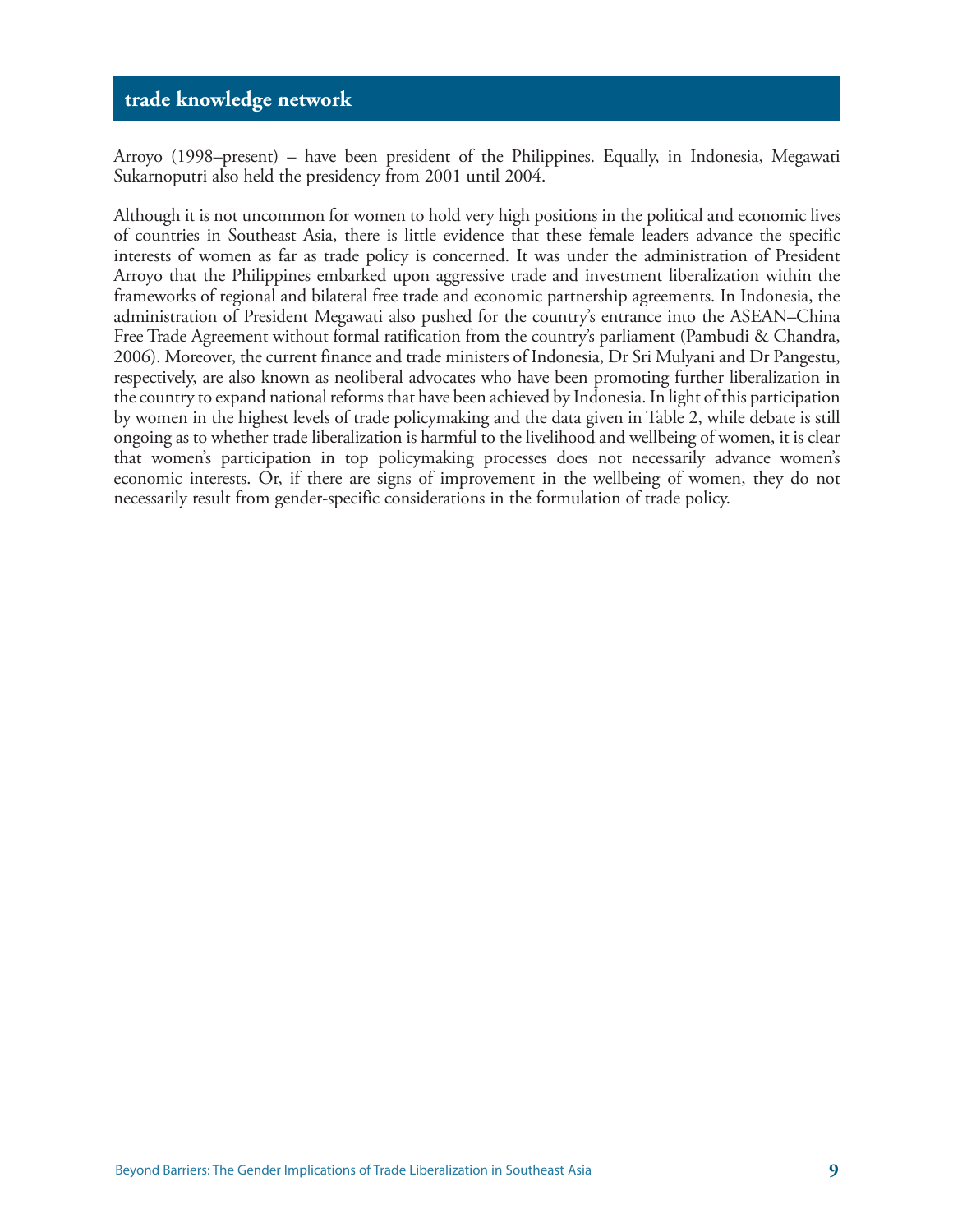Arroyo (1998–present) – have been president of the Philippines. Equally, in Indonesia, Megawati Sukarnoputri also held the presidency from 2001 until 2004.

Although it is not uncommon for women to hold very high positions in the political and economic lives of countries in Southeast Asia, there is little evidence that these female leaders advance the specific interests of women as far as trade policy is concerned. It was under the administration of President Arroyo that the Philippines embarked upon aggressive trade and investment liberalization within the frameworks of regional and bilateral free trade and economic partnership agreements. In Indonesia, the administration of President Megawati also pushed for the country's entrance into the ASEAN–China Free Trade Agreement without formal ratification from the country's parliament (Pambudi & Chandra, 2006). Moreover, the current finance and trade ministers of Indonesia, Dr Sri Mulyani and Dr Pangestu, respectively, are also known as neoliberal advocates who have been promoting further liberalization in the country to expand national reforms that have been achieved by Indonesia. In light of this participation by women in the highest levels of trade policymaking and the data given in Table 2, while debate is still ongoing as to whether trade liberalization is harmful to the livelihood and wellbeing of women, it is clear that women's participation in top policymaking processes does not necessarily advance women's economic interests. Or, if there are signs of improvement in the wellbeing of women, they do not necessarily result from gender-specific considerations in the formulation of trade policy.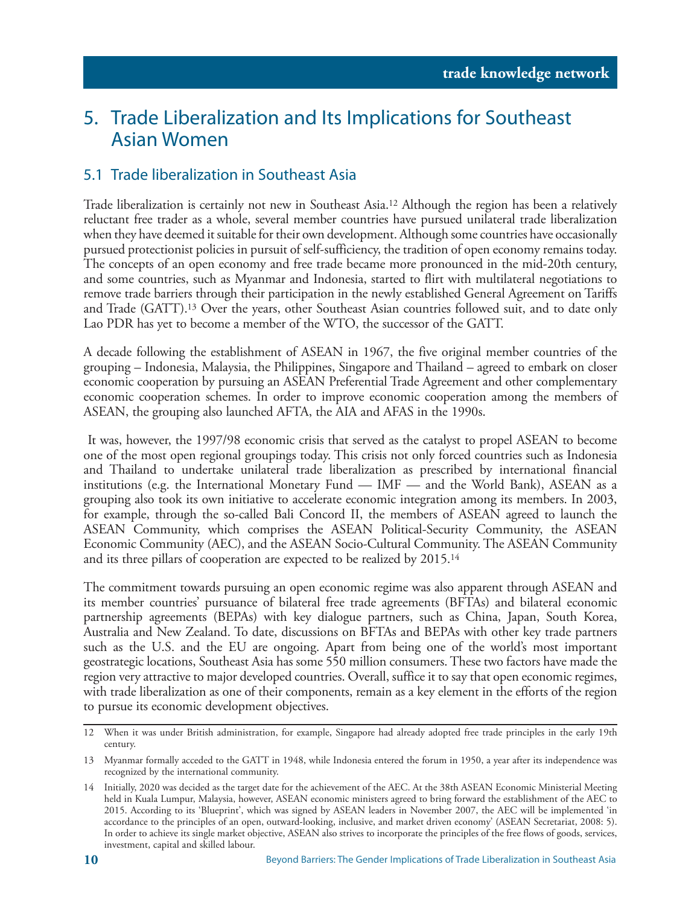## 5. Trade Liberalization and Its Implications for Southeast Asian Women

### 5.1 Trade liberalization in Southeast Asia

Trade liberalization is certainly not new in Southeast Asia.[12] Although the region has been a relatively reluctant free trader as a whole, several member countries have pursued unilateral trade liberalization when they have deemed it suitable for their own development. Although some countries have occasionally pursued protectionist policies in pursuit of self-sufficiency, the tradition of open economy remains today. The concepts of an open economy and free trade became more pronounced in the mid-20th century, and some countries, such as Myanmar and Indonesia, started to flirt with multilateral negotiations to remove trade barriers through their participation in the newly established General Agreement on Tariffs and Trade (GATT).[13] Over the years, other Southeast Asian countries followed suit, and to date only Lao PDR has yet to become a member of the WTO, the successor of the GATT.

A decade following the establishment of ASEAN in 1967, the five original member countries of the grouping – Indonesia, Malaysia, the Philippines, Singapore and Thailand – agreed to embark on closer economic cooperation by pursuing an ASEAN Preferential Trade Agreement and other complementary economic cooperation schemes. In order to improve economic cooperation among the members of ASEAN, the grouping also launched AFTA, the AIA and AFAS in the 1990s.

It was, however, the 1997/98 economic crisis that served as the catalyst to propel ASEAN to become one of the most open regional groupings today. This crisis not only forced countries such as Indonesia and Thailand to undertake unilateral trade liberalization as prescribed by international financial institutions (e.g. the International Monetary Fund — IMF — and the World Bank), ASEAN as a grouping also took its own initiative to accelerate economic integration among its members. In 2003, for example, through the so-called Bali Concord II, the members of ASEAN agreed to launch the ASEAN Community, which comprises the ASEAN Political-Security Community, the ASEAN Economic Community (AEC), and the ASEAN Socio-Cultural Community. The ASEAN Community and its three pillars of cooperation are expected to be realized by 2015.[14]

The commitment towards pursuing an open economic regime was also apparent through ASEAN and its member countries' pursuance of bilateral free trade agreements (BFTAs) and bilateral economic partnership agreements (BEPAs) with key dialogue partners, such as China, Japan, South Korea, Australia and New Zealand. To date, discussions on BFTAs and BEPAs with other key trade partners such as the U.S. and the EU are ongoing. Apart from being one of the world's most important geostrategic locations, Southeast Asia has some 550 million consumers. These two factors have made the region very attractive to major developed countries. Overall, suffice it to say that open economic regimes, with trade liberalization as one of their components, remain as a key element in the efforts of the region to pursue its economic development objectives.

---

12 When it was under British administration, for example, Singapore had already adopted free trade principles in the early 19th century.

13 Myanmar formally acceded to the GATT in 1948, while Indonesia entered the forum in 1950, a year after its independence was recognized by the international community.

14 Initially, 2020 was decided as the target date for the achievement of the AEC. At the 38th ASEAN Economic Ministerial Meeting held in Kuala Lumpur, Malaysia, however, ASEAN economic ministers agreed to bring forward the establishment of the AEC to 2015. According to its 'Blueprint', which was signed by ASEAN leaders in November 2007, the AEC will be implemented 'in accordance to the principles of an open, outward-looking, inclusive, and market driven economy' (ASEAN Secretariat, 2008: 5). In order to achieve its single market objective, ASEAN also strives to incorporate the principles of the free flows of goods, services, investment, capital and skilled labour.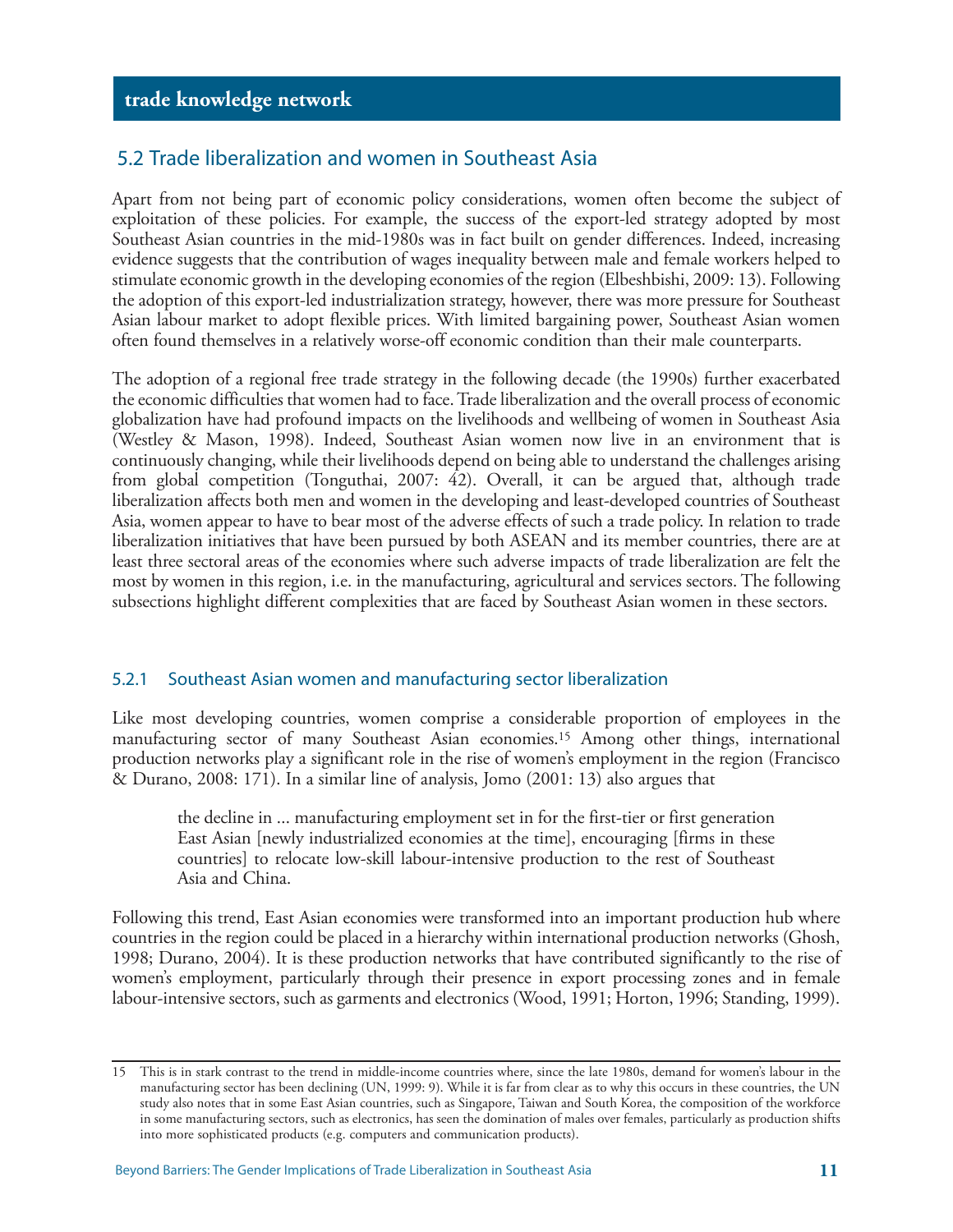## 5.2 Trade liberalization and women in Southeast Asia

Apart from not being part of economic policy considerations, women often become the subject of exploitation of these policies. For example, the success of the export-led strategy adopted by most Southeast Asian countries in the mid-1980s was in fact built on gender differences. Indeed, increasing evidence suggests that the contribution of wages inequality between male and female workers helped to stimulate economic growth in the developing economies of the region (Elbeshbishi, 2009: 13). Following the adoption of this export-led industrialization strategy, however, there was more pressure for Southeast Asian labour market to adopt flexible prices. With limited bargaining power, Southeast Asian women often found themselves in a relatively worse-off economic condition than their male counterparts.

The adoption of a regional free trade strategy in the following decade (the 1990s) further exacerbated the economic difficulties that women had to face. Trade liberalization and the overall process of economic globalization have had profound impacts on the livelihoods and wellbeing of women in Southeast Asia (Westley & Mason, 1998). Indeed, Southeast Asian women now live in an environment that is continuously changing, while their livelihoods depend on being able to understand the challenges arising from global competition (Tonguthai, 2007: 42). Overall, it can be argued that, although trade liberalization affects both men and women in the developing and least-developed countries of Southeast Asia, women appear to have to bear most of the adverse effects of such a trade policy. In relation to trade liberalization initiatives that have been pursued by both ASEAN and its member countries, there are at least three sectoral areas of the economies where such adverse impacts of trade liberalization are felt the most by women in this region, i.e. in the manufacturing, agricultural and services sectors. The following subsections highlight different complexities that are faced by Southeast Asian women in these sectors.

### 5.2.1 Southeast Asian women and manufacturing sector liberalization

Like most developing countries, women comprise a considerable proportion of employees in the manufacturing sector of many Southeast Asian economies.[15] Among other things, international production networks play a significant role in the rise of women's employment in the region (Francisco & Durano, 2008: 171). In a similar line of analysis, Jomo (2001: 13) also argues that

> the decline in ... manufacturing employment set in for the first-tier or first generation East Asian [newly industrialized economies at the time], encouraging [firms in these countries] to relocate low-skill labour-intensive production to the rest of Southeast Asia and China.

Following this trend, East Asian economies were transformed into an important production hub where countries in the region could be placed in a hierarchy within international production networks (Ghosh, 1998; Durano, 2004). It is these production networks that have contributed significantly to the rise of women's employment, particularly through their presence in export processing zones and in female labour-intensive sectors, such as garments and electronics (Wood, 1991; Horton, 1996; Standing, 1999).

---

15 This is in stark contrast to the trend in middle-income countries where, since the late 1980s, demand for women's labour in the manufacturing sector has been declining (UN, 1999: 9). While it is far from clear as to why this occurs in these countries, the UN study also notes that in some East Asian countries, such as Singapore, Taiwan and South Korea, the composition of the workforce in some manufacturing sectors, such as electronics, has seen the domination of males over females, particularly as production shifts into more sophisticated products (e.g. computers and communication products).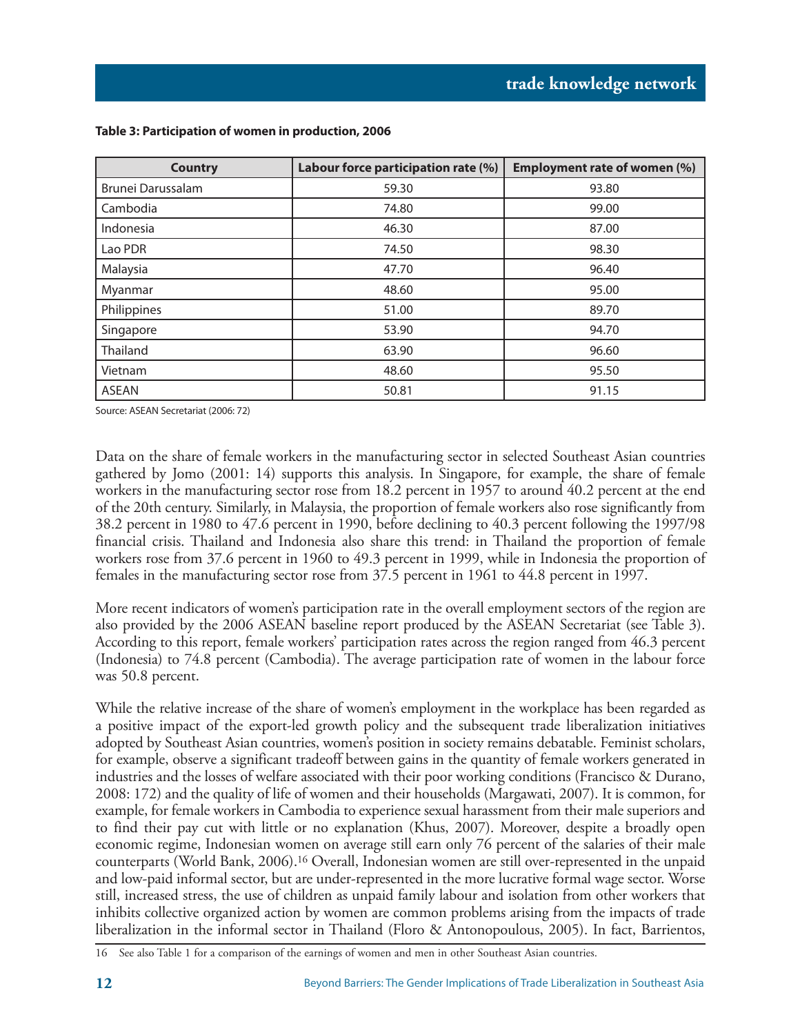**Table 3: Participation of women in production, 2006**

| Country | Labour force participation rate (%) | Employment rate of women (%) |
|---|---|---|
| Brunei Darussalam | 59.30 | 93.80 |
| Cambodia | 74.80 | 99.00 |
| Indonesia | 46.30 | 87.00 |
| Lao PDR | 74.50 | 98.30 |
| Malaysia | 47.70 | 96.40 |
| Myanmar | 48.60 | 95.00 |
| Philippines | 51.00 | 89.70 |
| Singapore | 53.90 | 94.70 |
| Thailand | 63.90 | 96.60 |
| Vietnam | 48.60 | 95.50 |
| ASEAN | 50.81 | 91.15 |

Source: ASEAN Secretariat (2006: 72)

Data on the share of female workers in the manufacturing sector in selected Southeast Asian countries gathered by Jomo (2001: 14) supports this analysis. In Singapore, for example, the share of female workers in the manufacturing sector rose from 18.2 percent in 1957 to around 40.2 percent at the end of the 20th century. Similarly, in Malaysia, the proportion of female workers also rose significantly from 38.2 percent in 1980 to 47.6 percent in 1990, before declining to 40.3 percent following the 1997/98 financial crisis. Thailand and Indonesia also share this trend: in Thailand the proportion of female workers rose from 37.6 percent in 1960 to 49.3 percent in 1999, while in Indonesia the proportion of females in the manufacturing sector rose from 37.5 percent in 1961 to 44.8 percent in 1997.

More recent indicators of women's participation rate in the overall employment sectors of the region are also provided by the 2006 ASEAN baseline report produced by the ASEAN Secretariat (see Table 3). According to this report, female workers' participation rates across the region ranged from 46.3 percent (Indonesia) to 74.8 percent (Cambodia). The average participation rate of women in the labour force was 50.8 percent.

While the relative increase of the share of women's employment in the workplace has been regarded as a positive impact of the export-led growth policy and the subsequent trade liberalization initiatives adopted by Southeast Asian countries, women's position in society remains debatable. Feminist scholars, for example, observe a significant tradeoff between gains in the quantity of female workers generated in industries and the losses of welfare associated with their poor working conditions (Francisco & Durano, 2008: 172) and the quality of life of women and their households (Margawati, 2007). It is common, for example, for female workers in Cambodia to experience sexual harassment from their male superiors and to find their pay cut with little or no explanation (Khus, 2007). Moreover, despite a broadly open economic regime, Indonesian women on average still earn only 76 percent of the salaries of their male counterparts (World Bank, 2006).[16] Overall, Indonesian women are still over-represented in the unpaid and low-paid informal sector, but are under-represented in the more lucrative formal wage sector. Worse still, increased stress, the use of children as unpaid family labour and isolation from other workers that inhibits collective organized action by women are common problems arising from the impacts of trade liberalization in the informal sector in Thailand (Floro & Antonopoulous, 2005). In fact, Barrientos,

16 See also Table 1 for a comparison of the earnings of women and men in other Southeast Asian countries.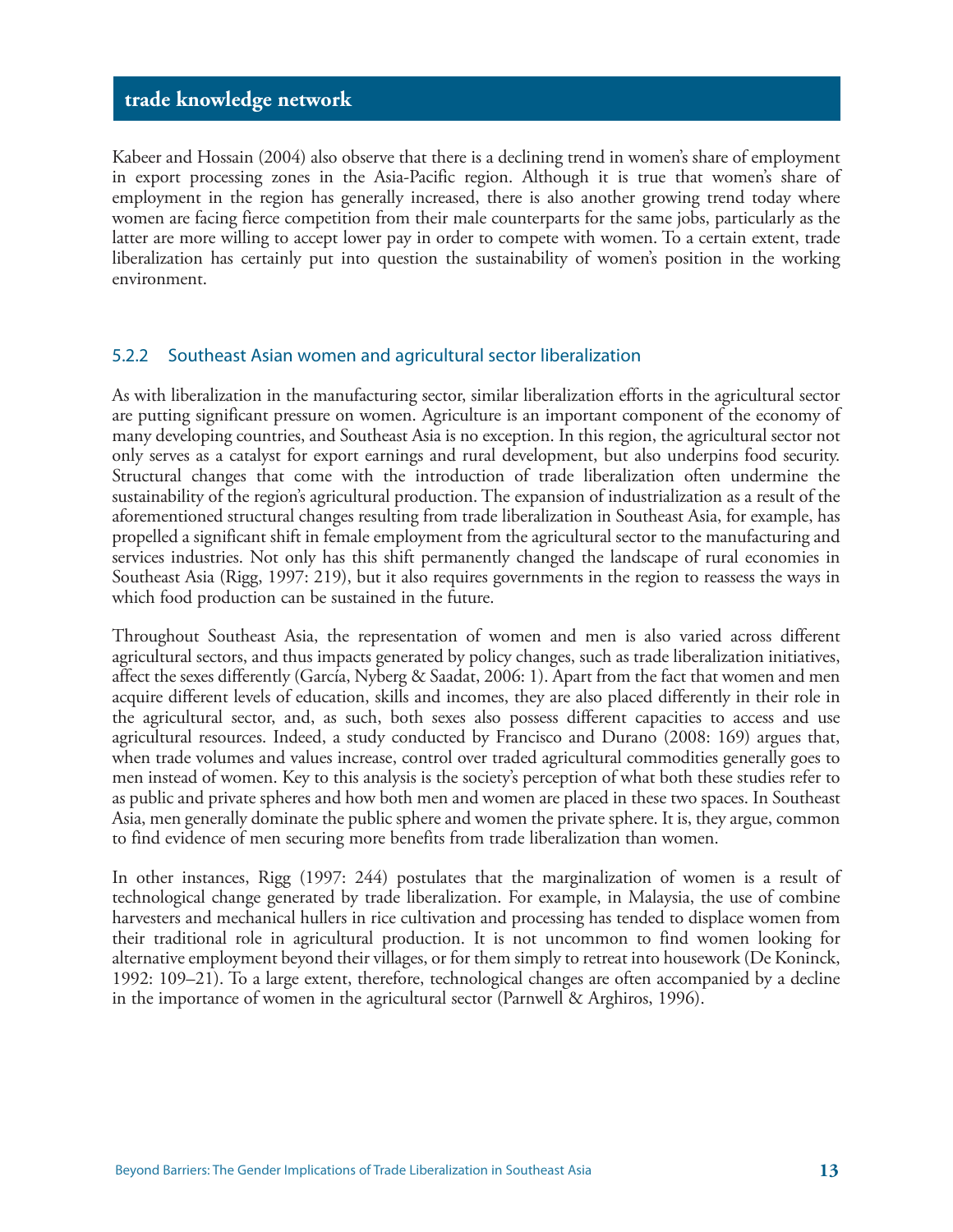Kabeer and Hossain (2004) also observe that there is a declining trend in women's share of employment in export processing zones in the Asia-Pacific region. Although it is true that women's share of employment in the region has generally increased, there is also another growing trend today where women are facing fierce competition from their male counterparts for the same jobs, particularly as the latter are more willing to accept lower pay in order to compete with women. To a certain extent, trade liberalization has certainly put into question the sustainability of women's position in the working environment.

### 5.2.2 Southeast Asian women and agricultural sector liberalization

As with liberalization in the manufacturing sector, similar liberalization efforts in the agricultural sector are putting significant pressure on women. Agriculture is an important component of the economy of many developing countries, and Southeast Asia is no exception. In this region, the agricultural sector not only serves as a catalyst for export earnings and rural development, but also underpins food security. Structural changes that come with the introduction of trade liberalization often undermine the sustainability of the region's agricultural production. The expansion of industrialization as a result of the aforementioned structural changes resulting from trade liberalization in Southeast Asia, for example, has propelled a significant shift in female employment from the agricultural sector to the manufacturing and services industries. Not only has this shift permanently changed the landscape of rural economies in Southeast Asia (Rigg, 1997: 219), but it also requires governments in the region to reassess the ways in which food production can be sustained in the future.

Throughout Southeast Asia, the representation of women and men is also varied across different agricultural sectors, and thus impacts generated by policy changes, such as trade liberalization initiatives, affect the sexes differently (García, Nyberg & Saadat, 2006: 1). Apart from the fact that women and men acquire different levels of education, skills and incomes, they are also placed differently in their role in the agricultural sector, and, as such, both sexes also possess different capacities to access and use agricultural resources. Indeed, a study conducted by Francisco and Durano (2008: 169) argues that, when trade volumes and values increase, control over traded agricultural commodities generally goes to men instead of women. Key to this analysis is the society's perception of what both these studies refer to as public and private spheres and how both men and women are placed in these two spaces. In Southeast Asia, men generally dominate the public sphere and women the private sphere. It is, they argue, common to find evidence of men securing more benefits from trade liberalization than women.

In other instances, Rigg (1997: 244) postulates that the marginalization of women is a result of technological change generated by trade liberalization. For example, in Malaysia, the use of combine harvesters and mechanical hullers in rice cultivation and processing has tended to displace women from their traditional role in agricultural production. It is not uncommon to find women looking for alternative employment beyond their villages, or for them simply to retreat into housework (De Koninck, 1992: 109–21). To a large extent, therefore, technological changes are often accompanied by a decline in the importance of women in the agricultural sector (Parnwell & Arghiros, 1996).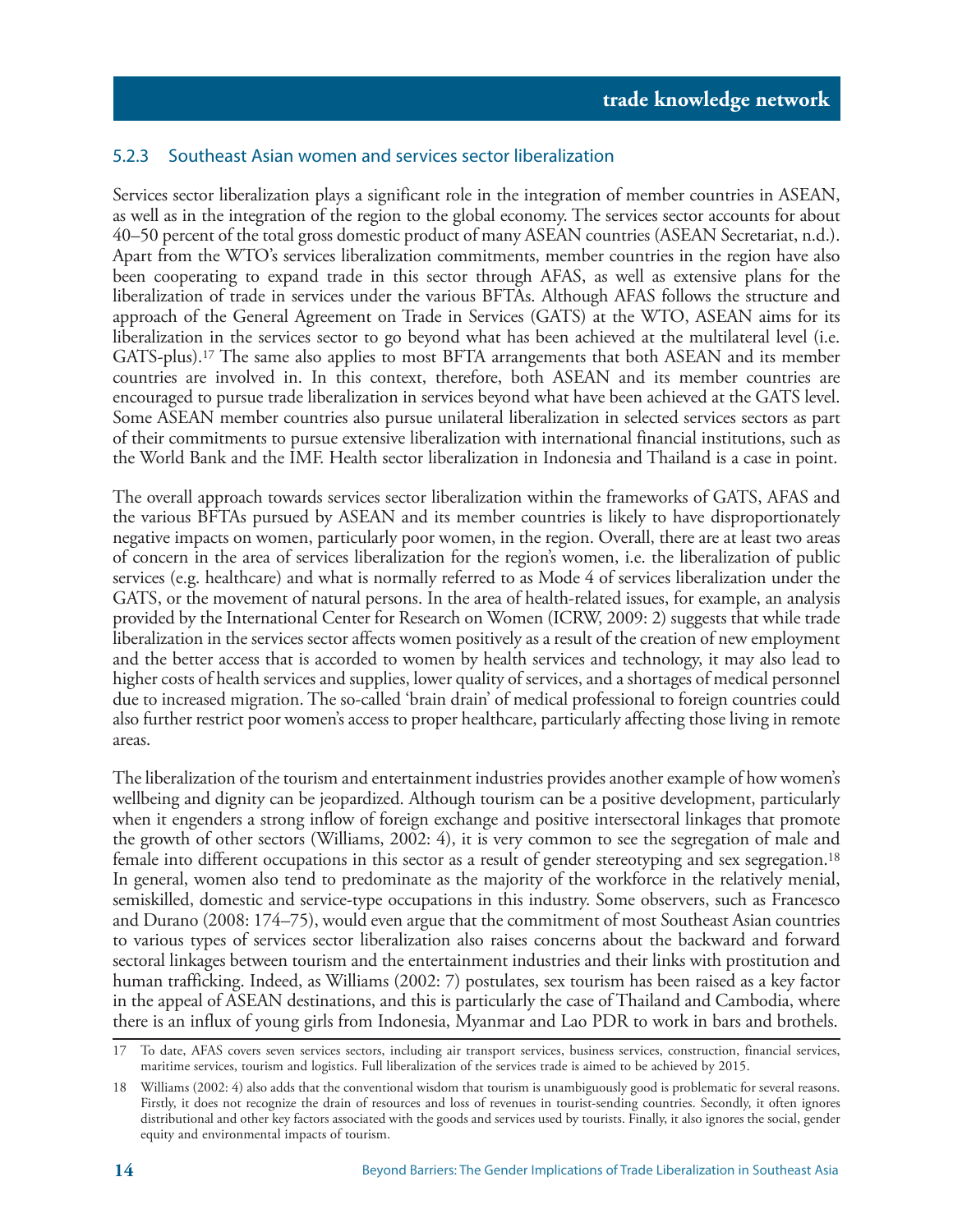### 5.2.3 Southeast Asian women and services sector liberalization

Services sector liberalization plays a significant role in the integration of member countries in ASEAN, as well as in the integration of the region to the global economy. The services sector accounts for about 40–50 percent of the total gross domestic product of many ASEAN countries (ASEAN Secretariat, n.d.). Apart from the WTO's services liberalization commitments, member countries in the region have also been cooperating to expand trade in this sector through AFAS, as well as extensive plans for the liberalization of trade in services under the various BFTAs. Although AFAS follows the structure and approach of the General Agreement on Trade in Services (GATS) at the WTO, ASEAN aims for its liberalization in the services sector to go beyond what has been achieved at the multilateral level (i.e. GATS-plus).[17] The same also applies to most BFTA arrangements that both ASEAN and its member countries are involved in. In this context, therefore, both ASEAN and its member countries are encouraged to pursue trade liberalization in services beyond what have been achieved at the GATS level. Some ASEAN member countries also pursue unilateral liberalization in selected services sectors as part of their commitments to pursue extensive liberalization with international financial institutions, such as the World Bank and the IMF. Health sector liberalization in Indonesia and Thailand is a case in point.

The overall approach towards services sector liberalization within the frameworks of GATS, AFAS and the various BFTAs pursued by ASEAN and its member countries is likely to have disproportionately negative impacts on women, particularly poor women, in the region. Overall, there are at least two areas of concern in the area of services liberalization for the region's women, i.e. the liberalization of public services (e.g. healthcare) and what is normally referred to as Mode 4 of services liberalization under the GATS, or the movement of natural persons. In the area of health-related issues, for example, an analysis provided by the International Center for Research on Women (ICRW, 2009: 2) suggests that while trade liberalization in the services sector affects women positively as a result of the creation of new employment and the better access that is accorded to women by health services and technology, it may also lead to higher costs of health services and supplies, lower quality of services, and a shortages of medical personnel due to increased migration. The so-called 'brain drain' of medical professional to foreign countries could also further restrict poor women's access to proper healthcare, particularly affecting those living in remote areas.

The liberalization of the tourism and entertainment industries provides another example of how women's wellbeing and dignity can be jeopardized. Although tourism can be a positive development, particularly when it engenders a strong inflow of foreign exchange and positive intersectoral linkages that promote the growth of other sectors (Williams, 2002: 4), it is very common to see the segregation of male and female into different occupations in this sector as a result of gender stereotyping and sex segregation.[18] In general, women also tend to predominate as the majority of the workforce in the relatively menial, semiskilled, domestic and service-type occupations in this industry. Some observers, such as Francesco and Durano (2008: 174–75), would even argue that the commitment of most Southeast Asian countries to various types of services sector liberalization also raises concerns about the backward and forward sectoral linkages between tourism and the entertainment industries and their links with prostitution and human trafficking. Indeed, as Williams (2002: 7) postulates, sex tourism has been raised as a key factor in the appeal of ASEAN destinations, and this is particularly the case of Thailand and Cambodia, where there is an influx of young girls from Indonesia, Myanmar and Lao PDR to work in bars and brothels.

---

17 To date, AFAS covers seven services sectors, including air transport services, business services, construction, financial services, maritime services, tourism and logistics. Full liberalization of the services trade is aimed to be achieved by 2015.

18 Williams (2002: 4) also adds that the conventional wisdom that tourism is unambiguously good is problematic for several reasons. Firstly, it does not recognize the drain of resources and loss of revenues in tourist-sending countries. Secondly, it often ignores distributional and other key factors associated with the goods and services used by tourists. Finally, it also ignores the social, gender equity and environmental impacts of tourism.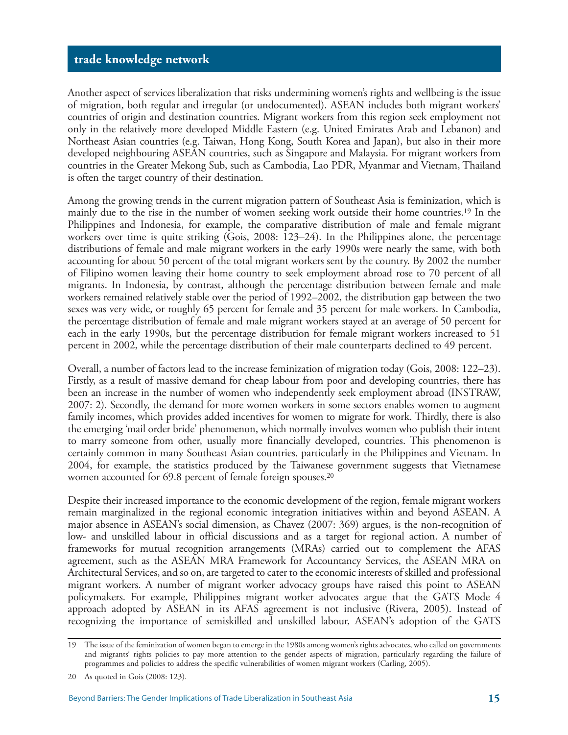Another aspect of services liberalization that risks undermining women's rights and wellbeing is the issue of migration, both regular and irregular (or undocumented). ASEAN includes both migrant workers' countries of origin and destination countries. Migrant workers from this region seek employment not only in the relatively more developed Middle Eastern (e.g. United Emirates Arab and Lebanon) and Northeast Asian countries (e.g. Taiwan, Hong Kong, South Korea and Japan), but also in their more developed neighbouring ASEAN countries, such as Singapore and Malaysia. For migrant workers from countries in the Greater Mekong Sub, such as Cambodia, Lao PDR, Myanmar and Vietnam, Thailand is often the target country of their destination.

Among the growing trends in the current migration pattern of Southeast Asia is feminization, which is mainly due to the rise in the number of women seeking work outside their home countries.[19] In the Philippines and Indonesia, for example, the comparative distribution of male and female migrant workers over time is quite striking (Gois, 2008: 123–24). In the Philippines alone, the percentage distributions of female and male migrant workers in the early 1990s were nearly the same, with both accounting for about 50 percent of the total migrant workers sent by the country. By 2002 the number of Filipino women leaving their home country to seek employment abroad rose to 70 percent of all migrants. In Indonesia, by contrast, although the percentage distribution between female and male workers remained relatively stable over the period of 1992–2002, the distribution gap between the two sexes was very wide, or roughly 65 percent for female and 35 percent for male workers. In Cambodia, the percentage distribution of female and male migrant workers stayed at an average of 50 percent for each in the early 1990s, but the percentage distribution for female migrant workers increased to 51 percent in 2002, while the percentage distribution of their male counterparts declined to 49 percent.

Overall, a number of factors lead to the increase feminization of migration today (Gois, 2008: 122–23). Firstly, as a result of massive demand for cheap labour from poor and developing countries, there has been an increase in the number of women who independently seek employment abroad (INSTRAW, 2007: 2). Secondly, the demand for more women workers in some sectors enables women to augment family incomes, which provides added incentives for women to migrate for work. Thirdly, there is also the emerging 'mail order bride' phenomenon, which normally involves women who publish their intent to marry someone from other, usually more financially developed, countries. This phenomenon is certainly common in many Southeast Asian countries, particularly in the Philippines and Vietnam. In 2004, for example, the statistics produced by the Taiwanese government suggests that Vietnamese women accounted for 69.8 percent of female foreign spouses.[20]

Despite their increased importance to the economic development of the region, female migrant workers remain marginalized in the regional economic integration initiatives within and beyond ASEAN. A major absence in ASEAN's social dimension, as Chavez (2007: 369) argues, is the non-recognition of low- and unskilled labour in official discussions and as a target for regional action. A number of frameworks for mutual recognition arrangements (MRAs) carried out to complement the AFAS agreement, such as the ASEAN MRA Framework for Accountancy Services, the ASEAN MRA on Architectural Services, and so on, are targeted to cater to the economic interests of skilled and professional migrant workers. A number of migrant worker advocacy groups have raised this point to ASEAN policymakers. For example, Philippines migrant worker advocates argue that the GATS Mode 4 approach adopted by ASEAN in its AFAS agreement is not inclusive (Rivera, 2005). Instead of recognizing the importance of semiskilled and unskilled labour, ASEAN's adoption of the GATS

---

19 The issue of the feminization of women began to emerge in the 1980s among women's rights advocates, who called on governments and migrants' rights policies to pay more attention to the gender aspects of migration, particularly regarding the failure of programmes and policies to address the specific vulnerabilities of women migrant workers (Carling, 2005).

20 As quoted in Gois (2008: 123).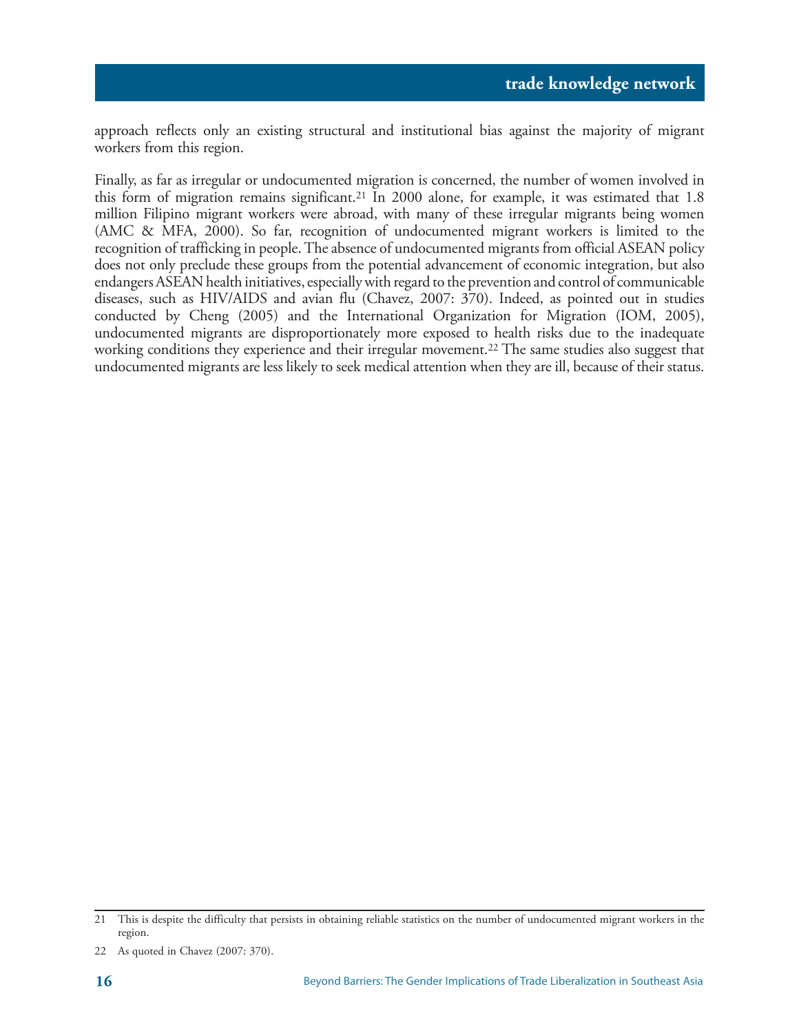approach reflects only an existing structural and institutional bias against the majority of migrant workers from this region.

Finally, as far as irregular or undocumented migration is concerned, the number of women involved in this form of migration remains significant.[21] In 2000 alone, for example, it was estimated that 1.8 million Filipino migrant workers were abroad, with many of these irregular migrants being women (AMC & MFA, 2000). So far, recognition of undocumented migrant workers is limited to the recognition of trafficking in people. The absence of undocumented migrants from official ASEAN policy does not only preclude these groups from the potential advancement of economic integration, but also endangers ASEAN health initiatives, especially with regard to the prevention and control of communicable diseases, such as HIV/AIDS and avian flu (Chavez, 2007: 370). Indeed, as pointed out in studies conducted by Cheng (2005) and the International Organization for Migration (IOM, 2005), undocumented migrants are disproportionately more exposed to health risks due to the inadequate working conditions they experience and their irregular movement.[22] The same studies also suggest that undocumented migrants are less likely to seek medical attention when they are ill, because of their status.

---

21 This is despite the difficulty that persists in obtaining reliable statistics on the number of undocumented migrant workers in the region.

22 As quoted in Chavez (2007: 370).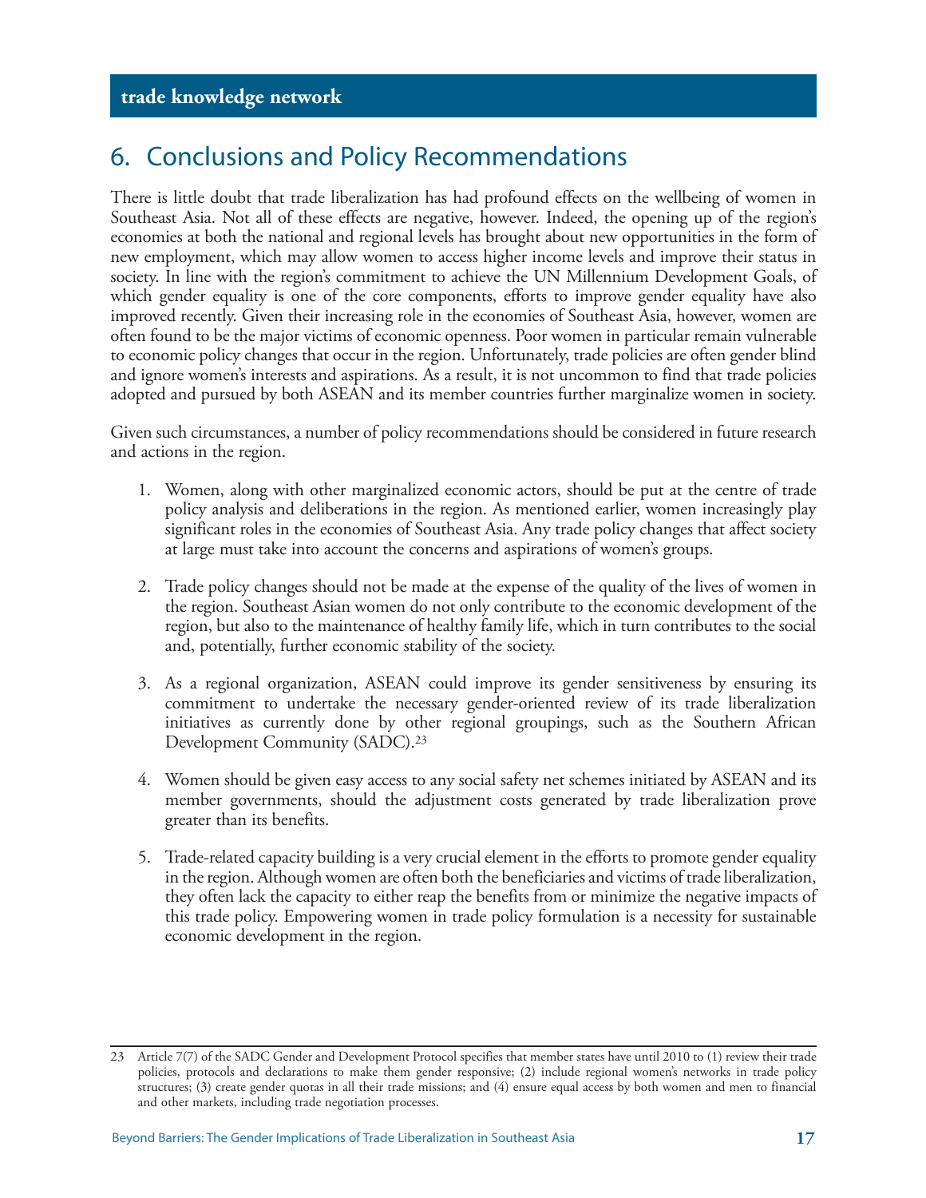# 6. Conclusions and Policy Recommendations

There is little doubt that trade liberalization has had profound effects on the wellbeing of women in Southeast Asia. Not all of these effects are negative, however. Indeed, the opening up of the region's economies at both the national and regional levels has brought about new opportunities in the form of new employment, which may allow women to access higher income levels and improve their status in society. In line with the region's commitment to achieve the UN Millennium Development Goals, of which gender equality is one of the core components, efforts to improve gender equality have also improved recently. Given their increasing role in the economies of Southeast Asia, however, women are often found to be the major victims of economic openness. Poor women in particular remain vulnerable to economic policy changes that occur in the region. Unfortunately, trade policies are often gender blind and ignore women's interests and aspirations. As a result, it is not uncommon to find that trade policies adopted and pursued by both ASEAN and its member countries further marginalize women in society.

Given such circumstances, a number of policy recommendations should be considered in future research and actions in the region.

1. Women, along with other marginalized economic actors, should be put at the centre of trade policy analysis and deliberations in the region. As mentioned earlier, women increasingly play significant roles in the economies of Southeast Asia. Any trade policy changes that affect society at large must take into account the concerns and aspirations of women's groups.

2. Trade policy changes should not be made at the expense of the quality of the lives of women in the region. Southeast Asian women do not only contribute to the economic development of the region, but also to the maintenance of healthy family life, which in turn contributes to the social and, potentially, further economic stability of the society.

3. As a regional organization, ASEAN could improve its gender sensitiveness by ensuring its commitment to undertake the necessary gender-oriented review of its trade liberalization initiatives as currently done by other regional groupings, such as the Southern African Development Community (SADC).[23]

4. Women should be given easy access to any social safety net schemes initiated by ASEAN and its member governments, should the adjustment costs generated by trade liberalization prove greater than its benefits.

5. Trade-related capacity building is a very crucial element in the efforts to promote gender equality in the region. Although women are often both the beneficiaries and victims of trade liberalization, they often lack the capacity to either reap the benefits from or minimize the negative impacts of this trade policy. Empowering women in trade policy formulation is a necessity for sustainable economic development in the region.

---

23 Article 7(7) of the SADC Gender and Development Protocol specifies that member states have until 2010 to (1) review their trade policies, protocols and declarations to make them gender responsive; (2) include regional women's networks in trade policy structures; (3) create gender quotas in all their trade missions; and (4) ensure equal access by both women and men to financial and other markets, including trade negotiation processes.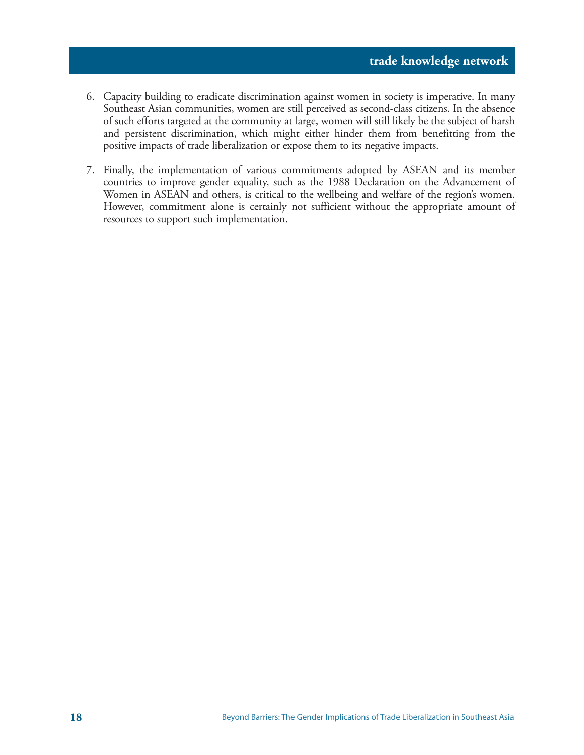6. Capacity building to eradicate discrimination against women in society is imperative. In many Southeast Asian communities, women are still perceived as second-class citizens. In the absence of such efforts targeted at the community at large, women will still likely be the subject of harsh and persistent discrimination, which might either hinder them from benefitting from the positive impacts of trade liberalization or expose them to its negative impacts.

7. Finally, the implementation of various commitments adopted by ASEAN and its member countries to improve gender equality, such as the 1988 Declaration on the Advancement of Women in ASEAN and others, is critical to the wellbeing and welfare of the region's women. However, commitment alone is certainly not sufficient without the appropriate amount of resources to support such implementation.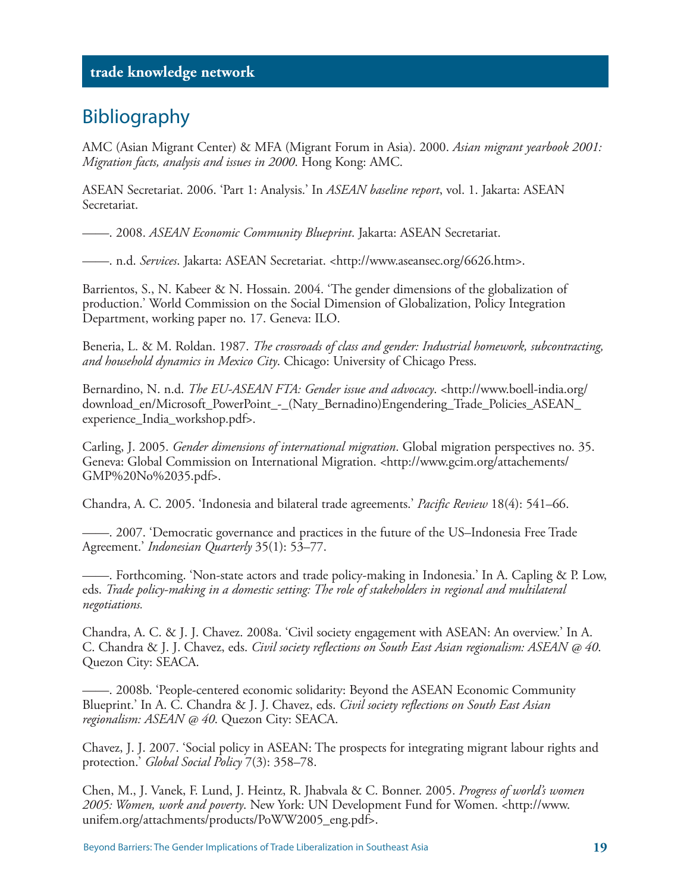# Bibliography

AMC (Asian Migrant Center) & MFA (Migrant Forum in Asia). 2000. *Asian migrant yearbook 2001: Migration facts, analysis and issues in 2000*. Hong Kong: AMC.

ASEAN Secretariat. 2006. 'Part 1: Analysis.' In *ASEAN baseline report*, vol. 1. Jakarta: ASEAN Secretariat.

——. 2008. *ASEAN Economic Community Blueprint*. Jakarta: ASEAN Secretariat.

——. n.d. *Services*. Jakarta: ASEAN Secretariat. <http://www.aseansec.org/6626.htm>.

Barrientos, S., N. Kabeer & N. Hossain. 2004. 'The gender dimensions of the globalization of production.' World Commission on the Social Dimension of Globalization, Policy Integration Department, working paper no. 17. Geneva: ILO.

Beneria, L. & M. Roldan. 1987. *The crossroads of class and gender: Industrial homework, subcontracting, and household dynamics in Mexico City*. Chicago: University of Chicago Press.

Bernardino, N. n.d. *The EU-ASEAN FTA: Gender issue and advocacy*. <http://www.boell-india.org/download_en/Microsoft_PowerPoint_-_(Naty_Bernadino)Engendering_Trade_Policies_ASEAN_experience_India_workshop.pdf>.

Carling, J. 2005. *Gender dimensions of international migration*. Global migration perspectives no. 35. Geneva: Global Commission on International Migration. <http://www.gcim.org/attachements/GMP%20No%2035.pdf>.

Chandra, A. C. 2005. 'Indonesia and bilateral trade agreements.' *Pacific Review* 18(4): 541–66.

——. 2007. 'Democratic governance and practices in the future of the US–Indonesia Free Trade Agreement.' *Indonesian Quarterly* 35(1): 53–77.

——. Forthcoming. 'Non-state actors and trade policy-making in Indonesia.' In A. Capling & P. Low, eds. *Trade policy-making in a domestic setting: The role of stakeholders in regional and multilateral negotiations.*

Chandra, A. C. & J. J. Chavez. 2008a. 'Civil society engagement with ASEAN: An overview.' In A. C. Chandra & J. J. Chavez, eds. *Civil society reflections on South East Asian regionalism: ASEAN @ 40*. Quezon City: SEACA.

——. 2008b. 'People-centered economic solidarity: Beyond the ASEAN Economic Community Blueprint.' In A. C. Chandra & J. J. Chavez, eds. *Civil society reflections on South East Asian regionalism: ASEAN @ 40*. Quezon City: SEACA.

Chavez, J. J. 2007. 'Social policy in ASEAN: The prospects for integrating migrant labour rights and protection.' *Global Social Policy* 7(3): 358–78.

Chen, M., J. Vanek, F. Lund, J. Heintz, R. Jhabvala & C. Bonner. 2005. *Progress of world's women 2005: Women, work and poverty*. New York: UN Development Fund for Women. <http://www.unifem.org/attachments/products/PoWW2005_eng.pdf>.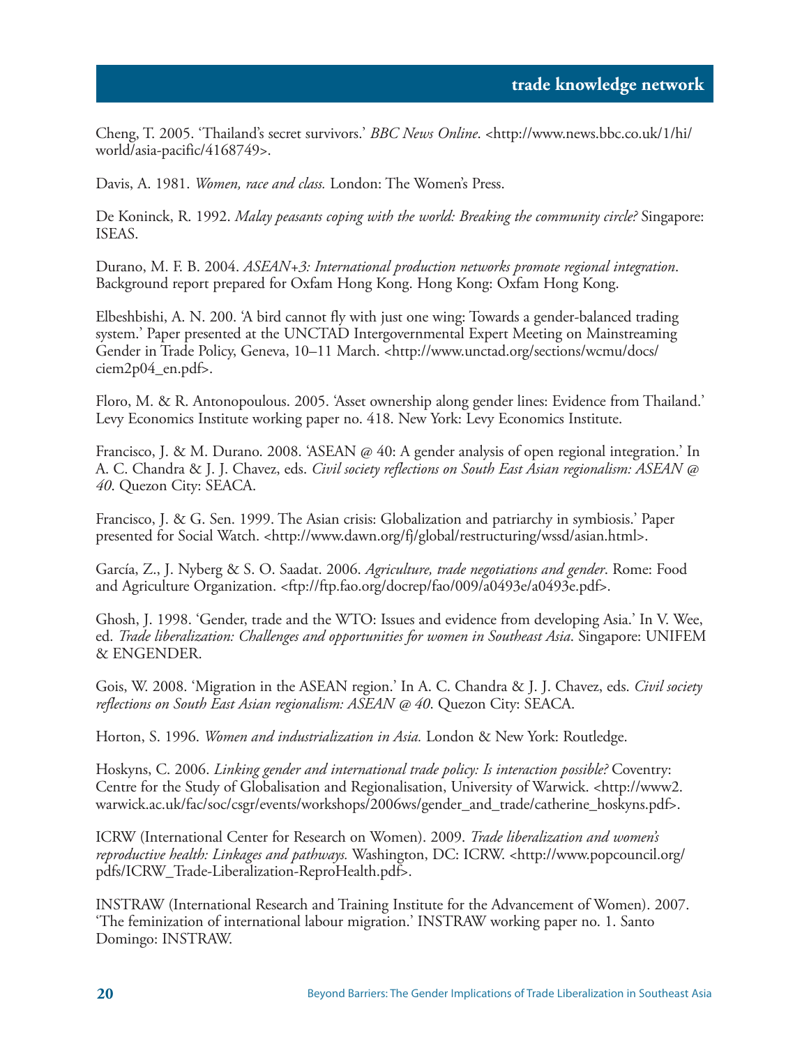Cheng, T. 2005. 'Thailand's secret survivors.' *BBC News Online*. <http://www.news.bbc.co.uk/1/hi/world/asia-pacific/4168749>.

Davis, A. 1981. *Women, race and class.* London: The Women's Press.

De Koninck, R. 1992. *Malay peasants coping with the world: Breaking the community circle?* Singapore: ISEAS.

Durano, M. F. B. 2004. *ASEAN+3: International production networks promote regional integration*. Background report prepared for Oxfam Hong Kong. Hong Kong: Oxfam Hong Kong.

Elbeshbishi, A. N. 200. 'A bird cannot fly with just one wing: Towards a gender-balanced trading system.' Paper presented at the UNCTAD Intergovernmental Expert Meeting on Mainstreaming Gender in Trade Policy, Geneva, 10–11 March. <http://www.unctad.org/sections/wcmu/docs/ciem2p04_en.pdf>.

Floro, M. & R. Antonopoulous. 2005. 'Asset ownership along gender lines: Evidence from Thailand.' Levy Economics Institute working paper no. 418. New York: Levy Economics Institute.

Francisco, J. & M. Durano. 2008. 'ASEAN @ 40: A gender analysis of open regional integration.' In A. C. Chandra & J. J. Chavez, eds. *Civil society reflections on South East Asian regionalism: ASEAN @ 40*. Quezon City: SEACA.

Francisco, J. & G. Sen. 1999. The Asian crisis: Globalization and patriarchy in symbiosis.' Paper presented for Social Watch. <http://www.dawn.org/fj/global/restructuring/wssd/asian.html>.

García, Z., J. Nyberg & S. O. Saadat. 2006. *Agriculture, trade negotiations and gender*. Rome: Food and Agriculture Organization. <ftp://ftp.fao.org/docrep/fao/009/a0493e/a0493e.pdf>.

Ghosh, J. 1998. 'Gender, trade and the WTO: Issues and evidence from developing Asia.' In V. Wee, ed. *Trade liberalization: Challenges and opportunities for women in Southeast Asia*. Singapore: UNIFEM & ENGENDER.

Gois, W. 2008. 'Migration in the ASEAN region.' In A. C. Chandra & J. J. Chavez, eds. *Civil society reflections on South East Asian regionalism: ASEAN @ 40*. Quezon City: SEACA.

Horton, S. 1996. *Women and industrialization in Asia.* London & New York: Routledge.

Hoskyns, C. 2006. *Linking gender and international trade policy: Is interaction possible?* Coventry: Centre for the Study of Globalisation and Regionalisation, University of Warwick. <http://www2.warwick.ac.uk/fac/soc/csgr/events/workshops/2006ws/gender_and_trade/catherine_hoskyns.pdf>.

ICRW (International Center for Research on Women). 2009. *Trade liberalization and women's reproductive health: Linkages and pathways.* Washington, DC: ICRW. <http://www.popcouncil.org/pdfs/ICRW_Trade-Liberalization-ReproHealth.pdf>.

INSTRAW (International Research and Training Institute for the Advancement of Women). 2007. 'The feminization of international labour migration.' INSTRAW working paper no. 1. Santo Domingo: INSTRAW.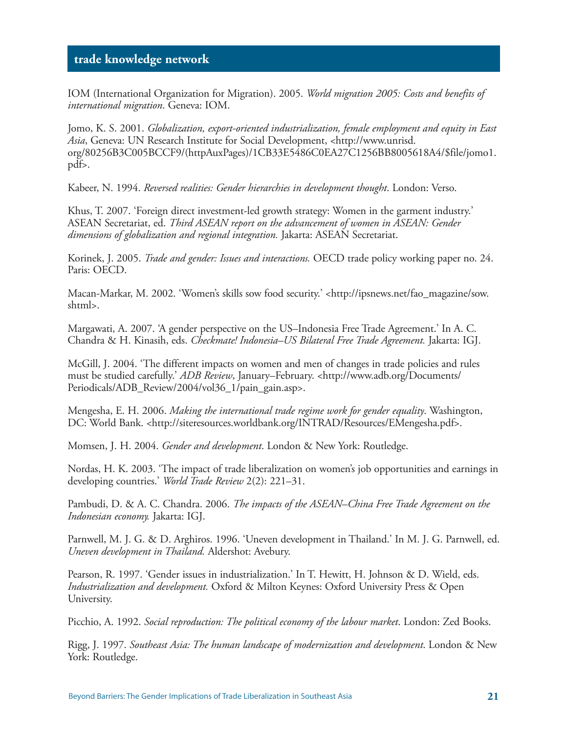IOM (International Organization for Migration). 2005. *World migration 2005: Costs and benefits of international migration*. Geneva: IOM.

Jomo, K. S. 2001. *Globalization, export-oriented industrialization, female employment and equity in East Asia*, Geneva: UN Research Institute for Social Development, <http://www.unrisd.org/80256B3C005BCCF9/(httpAuxPages)/1CB33E5486C0EA27C1256BB8005618A4/$file/jomo1.pdf>.

Kabeer, N. 1994. *Reversed realities: Gender hierarchies in development thought*. London: Verso.

Khus, T. 2007. 'Foreign direct investment-led growth strategy: Women in the garment industry.' ASEAN Secretariat, ed. *Third ASEAN report on the advancement of women in ASEAN: Gender dimensions of globalization and regional integration.* Jakarta: ASEAN Secretariat.

Korinek, J. 2005. *Trade and gender: Issues and interactions.* OECD trade policy working paper no. 24. Paris: OECD.

Macan-Markar, M. 2002. 'Women's skills sow food security.' <http://ipsnews.net/fao_magazine/sow.shtml>.

Margawati, A. 2007. 'A gender perspective on the US–Indonesia Free Trade Agreement.' In A. C. Chandra & H. Kinasih, eds. *Checkmate! Indonesia–US Bilateral Free Trade Agreement.* Jakarta: IGJ.

McGill, J. 2004. 'The different impacts on women and men of changes in trade policies and rules must be studied carefully.' *ADB Review*, January–February. <http://www.adb.org/Documents/Periodicals/ADB_Review/2004/vol36_1/pain_gain.asp>.

Mengesha, E. H. 2006. *Making the international trade regime work for gender equality*. Washington, DC: World Bank. <http://siteresources.worldbank.org/INTRAD/Resources/EMengesha.pdf>.

Momsen, J. H. 2004. *Gender and development*. London & New York: Routledge.

Nordas, H. K. 2003. 'The impact of trade liberalization on women's job opportunities and earnings in developing countries.' *World Trade Review* 2(2): 221–31.

Pambudi, D. & A. C. Chandra. 2006. *The impacts of the ASEAN–China Free Trade Agreement on the Indonesian economy.* Jakarta: IGJ.

Parnwell, M. J. G. & D. Arghiros. 1996. 'Uneven development in Thailand.' In M. J. G. Parnwell, ed. *Uneven development in Thailand.* Aldershot: Avebury.

Pearson, R. 1997. 'Gender issues in industrialization.' In T. Hewitt, H. Johnson & D. Wield, eds. *Industrialization and development.* Oxford & Milton Keynes: Oxford University Press & Open University.

Picchio, A. 1992. *Social reproduction: The political economy of the labour market*. London: Zed Books.

Rigg, J. 1997. *Southeast Asia: The human landscape of modernization and development*. London & New York: Routledge.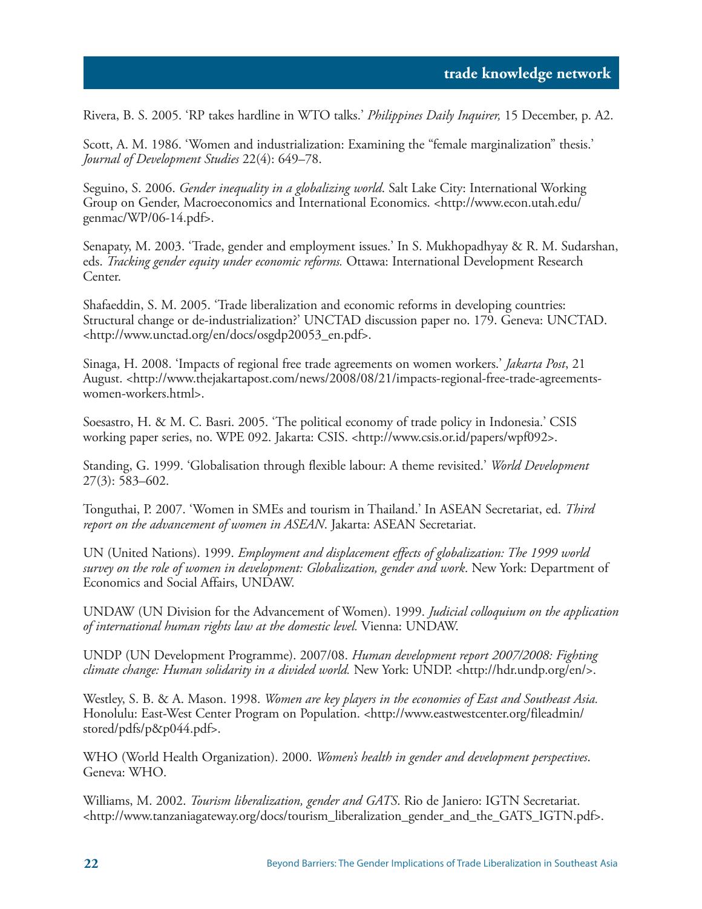Rivera, B. S. 2005. 'RP takes hardline in WTO talks.' *Philippines Daily Inquirer,* 15 December, p. A2.

Scott, A. M. 1986. 'Women and industrialization: Examining the "female marginalization" thesis.' *Journal of Development Studies* 22(4): 649–78.

Seguino, S. 2006. *Gender inequality in a globalizing world*. Salt Lake City: International Working Group on Gender, Macroeconomics and International Economics. <http://www.econ.utah.edu/genmac/WP/06-14.pdf>.

Senapaty, M. 2003. 'Trade, gender and employment issues.' In S. Mukhopadhyay & R. M. Sudarshan, eds. *Tracking gender equity under economic reforms.* Ottawa: International Development Research Center.

Shafaeddin, S. M. 2005. 'Trade liberalization and economic reforms in developing countries: Structural change or de-industrialization?' UNCTAD discussion paper no. 179. Geneva: UNCTAD. <http://www.unctad.org/en/docs/osgdp20053_en.pdf>.

Sinaga, H. 2008. 'Impacts of regional free trade agreements on women workers.' *Jakarta Post*, 21 August. <http://www.thejakartapost.com/news/2008/08/21/impacts-regional-free-trade-agreements-women-workers.html>.

Soesastro, H. & M. C. Basri. 2005. 'The political economy of trade policy in Indonesia.' CSIS working paper series, no. WPE 092. Jakarta: CSIS. <http://www.csis.or.id/papers/wpf092>.

Standing, G. 1999. 'Globalisation through flexible labour: A theme revisited.' *World Development* 27(3): 583–602.

Tonguthai, P. 2007. 'Women in SMEs and tourism in Thailand.' In ASEAN Secretariat, ed. *Third report on the advancement of women in ASEAN*. Jakarta: ASEAN Secretariat.

UN (United Nations). 1999. *Employment and displacement effects of globalization: The 1999 world survey on the role of women in development: Globalization, gender and work*. New York: Department of Economics and Social Affairs, UNDAW.

UNDAW (UN Division for the Advancement of Women). 1999. *Judicial colloquium on the application of international human rights law at the domestic level.* Vienna: UNDAW.

UNDP (UN Development Programme). 2007/08. *Human development report 2007/2008: Fighting climate change: Human solidarity in a divided world.* New York: UNDP. <http://hdr.undp.org/en/>.

Westley, S. B. & A. Mason. 1998. *Women are key players in the economies of East and Southeast Asia.* Honolulu: East-West Center Program on Population. <http://www.eastwestcenter.org/fileadmin/stored/pdfs/p&p044.pdf>.

WHO (World Health Organization). 2000. *Women's health in gender and development perspectives*. Geneva: WHO.

Williams, M. 2002. *Tourism liberalization, gender and GATS*. Rio de Janiero: IGTN Secretariat. <http://www.tanzaniagateway.org/docs/tourism_liberalization_gender_and_the_GATS_IGTN.pdf>.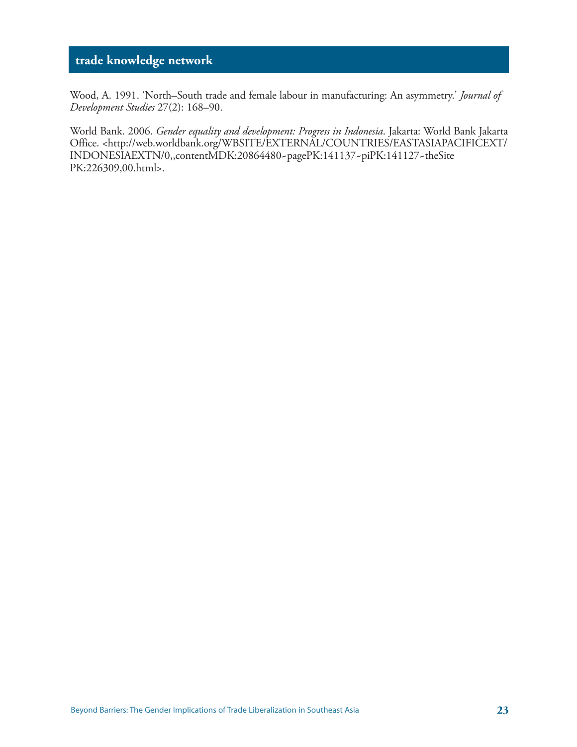Wood, A. 1991. 'North–South trade and female labour in manufacturing: An asymmetry.' *Journal of Development Studies* 27(2): 168–90.

World Bank. 2006. *Gender equality and development: Progress in Indonesia*. Jakarta: World Bank Jakarta Office. <http://web.worldbank.org/WBSITE/EXTERNAL/COUNTRIES/EASTASIAPACIFICEXT/INDONESIAEXTN/0,,contentMDK:20864480~pagePK:141137~piPK:141127~theSitePK:226309,00.html>.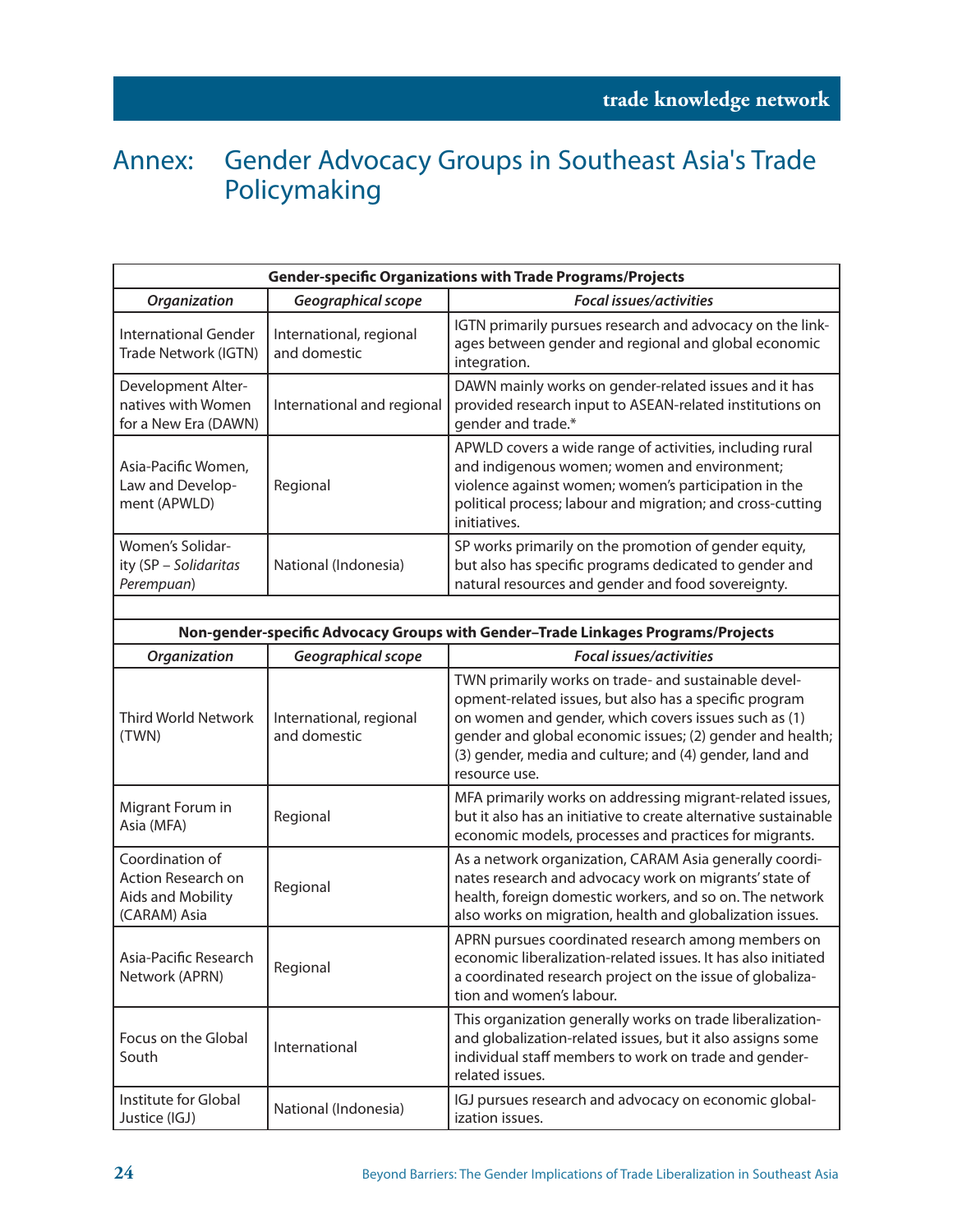# Annex: Gender Advocacy Groups in Southeast Asia's Trade Policymaking

| Gender-specific Organizations with Trade Programs/Projects | | |
|---|---|---|
| ***Organization*** | ***Geographical scope*** | ***Focal issues/activities*** |
| International Gender Trade Network (IGTN) | International, regional and domestic | IGTN primarily pursues research and advocacy on the linkages between gender and regional and global economic integration. |
| Development Alternatives with Women for a New Era (DAWN) | International and regional | DAWN mainly works on gender-related issues and it has provided research input to ASEAN-related institutions on gender and trade.* |
| Asia-Pacific Women, Law and Development (APWLD) | Regional | APWLD covers a wide range of activities, including rural and indigenous women; women and environment; violence against women; women's participation in the political process; labour and migration; and cross-cutting initiatives. |
| Women's Solidarity (SP – *Solidaritas Perempuan*) | National (Indonesia) | SP works primarily on the promotion of gender equity, but also has specific programs dedicated to gender and natural resources and gender and food sovereignty. |

| Non-gender-specific Advocacy Groups with Gender–Trade Linkages Programs/Projects | | |
|---|---|---|
| ***Organization*** | ***Geographical scope*** | ***Focal issues/activities*** |
| Third World Network (TWN) | International, regional and domestic | TWN primarily works on trade- and sustainable development-related issues, but also has a specific program on women and gender, which covers issues such as (1) gender and global economic issues; (2) gender and health; (3) gender, media and culture; and (4) gender, land and resource use. |
| Migrant Forum in Asia (MFA) | Regional | MFA primarily works on addressing migrant-related issues, but it also has an initiative to create alternative sustainable economic models, processes and practices for migrants. |
| Coordination of Action Research on Aids and Mobility (CARAM) Asia | Regional | As a network organization, CARAM Asia generally coordinates research and advocacy work on migrants' state of health, foreign domestic workers, and so on. The network also works on migration, health and globalization issues. |
| Asia-Pacific Research Network (APRN) | Regional | APRN pursues coordinated research among members on economic liberalization-related issues. It has also initiated a coordinated research project on the issue of globalization and women's labour. |
| Focus on the Global South | International | This organization generally works on trade liberalization- and globalization-related issues, but it also assigns some individual staff members to work on trade and gender-related issues. |
| Institute for Global Justice (IGJ) | National (Indonesia) | IGJ pursues research and advocacy on economic globalization issues. |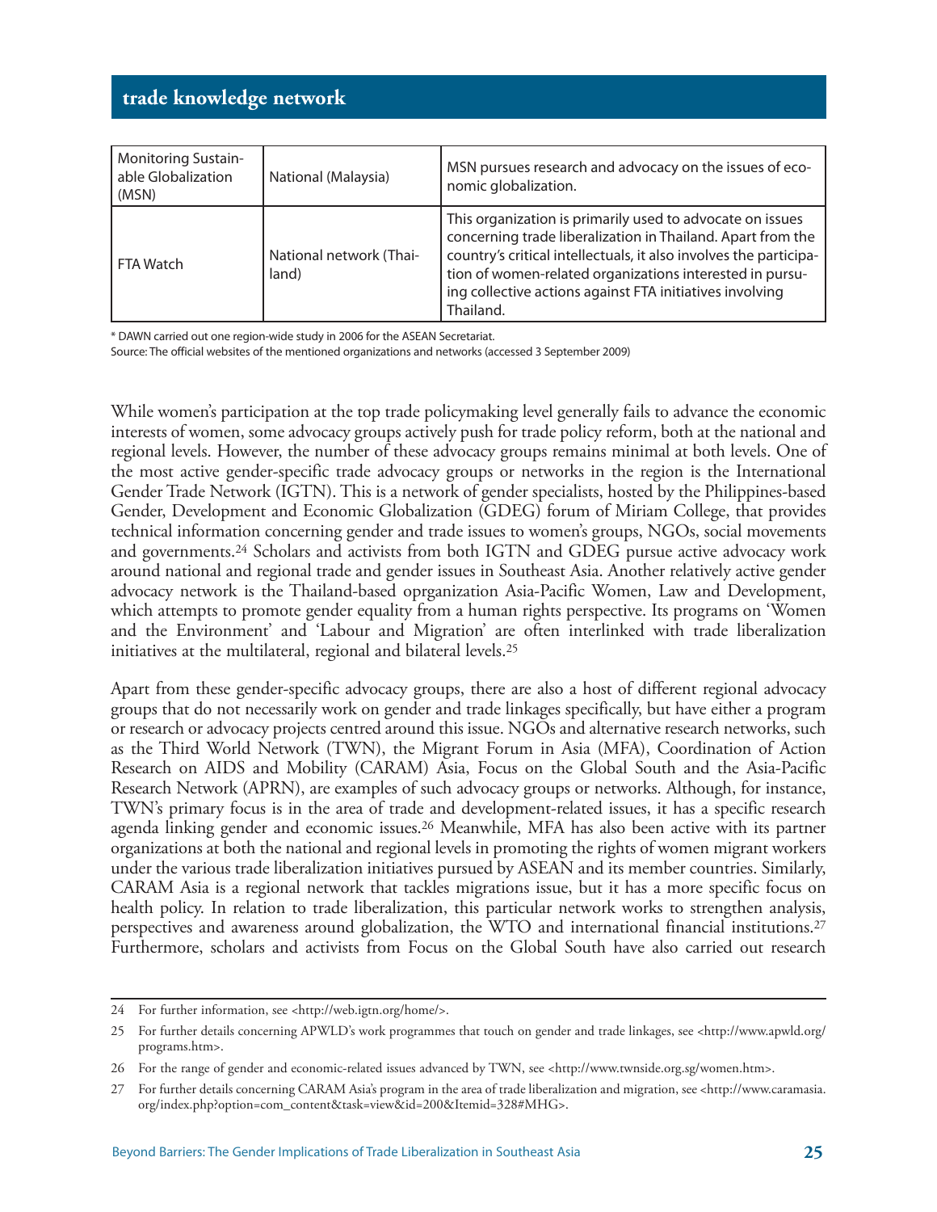| Monitoring Sustainable Globalization (MSN) | National (Malaysia) | MSN pursues research and advocacy on the issues of economic globalization. |
|---|---|---|
| FTA Watch | National network (Thailand) | This organization is primarily used to advocate on issues concerning trade liberalization in Thailand. Apart from the country's critical intellectuals, it also involves the participation of women-related organizations interested in pursuing collective actions against FTA initiatives involving Thailand. |

\* DAWN carried out one region-wide study in 2006 for the ASEAN Secretariat.

Source: The official websites of the mentioned organizations and networks (accessed 3 September 2009)

While women's participation at the top trade policymaking level generally fails to advance the economic interests of women, some advocacy groups actively push for trade policy reform, both at the national and regional levels. However, the number of these advocacy groups remains minimal at both levels. One of the most active gender-specific trade advocacy groups or networks in the region is the International Gender Trade Network (IGTN). This is a network of gender specialists, hosted by the Philippines-based Gender, Development and Economic Globalization (GDEG) forum of Miriam College, that provides technical information concerning gender and trade issues to women's groups, NGOs, social movements and governments.[24] Scholars and activists from both IGTN and GDEG pursue active advocacy work around national and regional trade and gender issues in Southeast Asia. Another relatively active gender advocacy network is the Thailand-based oprganization Asia-Pacific Women, Law and Development, which attempts to promote gender equality from a human rights perspective. Its programs on 'Women and the Environment' and 'Labour and Migration' are often interlinked with trade liberalization initiatives at the multilateral, regional and bilateral levels.[25]

Apart from these gender-specific advocacy groups, there are also a host of different regional advocacy groups that do not necessarily work on gender and trade linkages specifically, but have either a program or research or advocacy projects centred around this issue. NGOs and alternative research networks, such as the Third World Network (TWN), the Migrant Forum in Asia (MFA), Coordination of Action Research on AIDS and Mobility (CARAM) Asia, Focus on the Global South and the Asia-Pacific Research Network (APRN), are examples of such advocacy groups or networks. Although, for instance, TWN's primary focus is in the area of trade and development-related issues, it has a specific research agenda linking gender and economic issues.[26] Meanwhile, MFA has also been active with its partner organizations at both the national and regional levels in promoting the rights of women migrant workers under the various trade liberalization initiatives pursued by ASEAN and its member countries. Similarly, CARAM Asia is a regional network that tackles migrations issue, but it has a more specific focus on health policy. In relation to trade liberalization, this particular network works to strengthen analysis, perspectives and awareness around globalization, the WTO and international financial institutions.[27] Furthermore, scholars and activists from Focus on the Global South have also carried out research

---

24 For further information, see <http://web.igtn.org/home/>.

25 For further details concerning APWLD's work programmes that touch on gender and trade linkages, see <http://www.apwld.org/programs.htm>.

26 For the range of gender and economic-related issues advanced by TWN, see <http://www.twnside.org.sg/women.htm>.

27 For further details concerning CARAM Asia's program in the area of trade liberalization and migration, see <http://www.caramasia.org/index.php?option=com_content&task=view&id=200&Itemid=328#MHG>.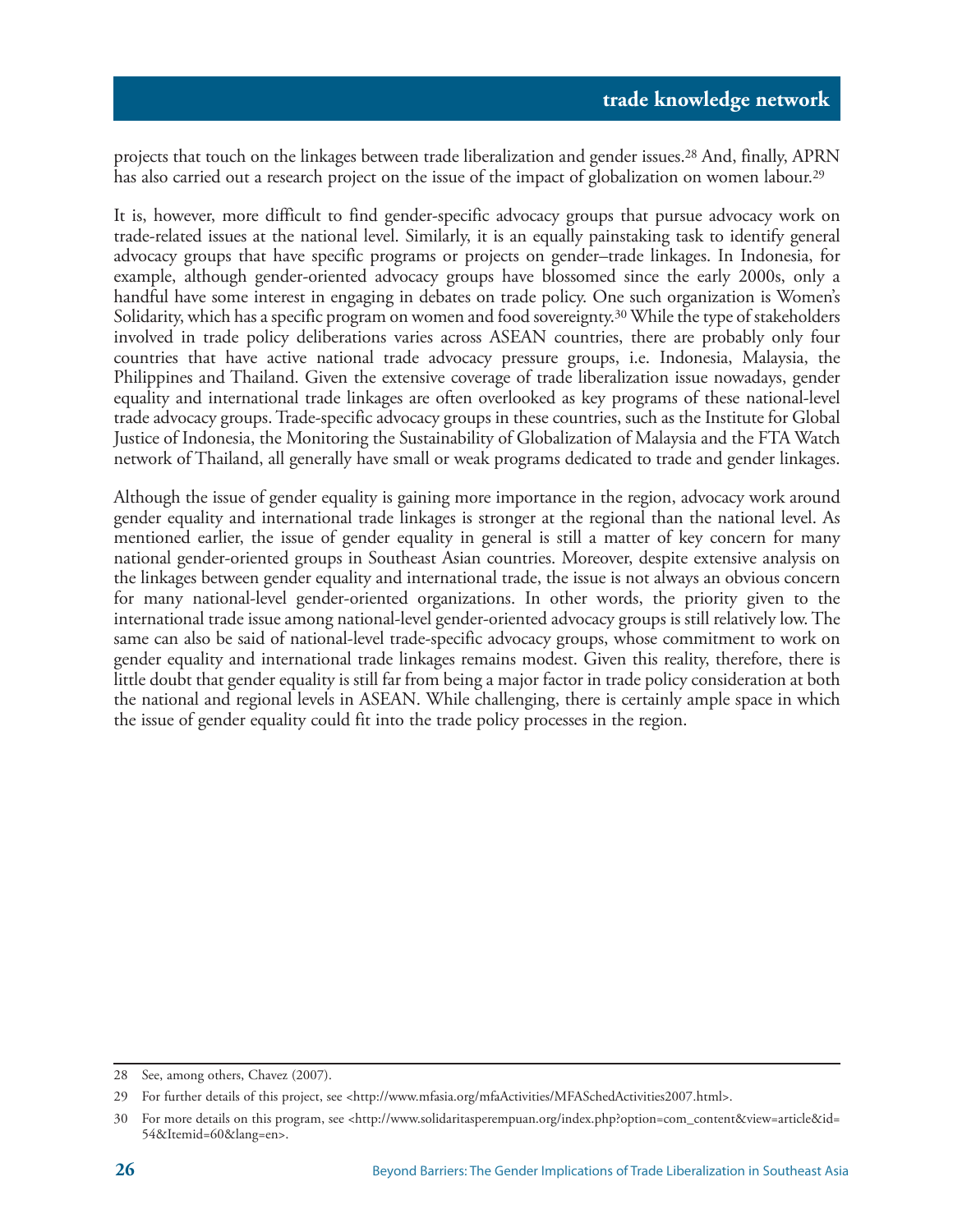projects that touch on the linkages between trade liberalization and gender issues.[28] And, finally, APRN has also carried out a research project on the issue of the impact of globalization on women labour.[29]

It is, however, more difficult to find gender-specific advocacy groups that pursue advocacy work on trade-related issues at the national level. Similarly, it is an equally painstaking task to identify general advocacy groups that have specific programs or projects on gender–trade linkages. In Indonesia, for example, although gender-oriented advocacy groups have blossomed since the early 2000s, only a handful have some interest in engaging in debates on trade policy. One such organization is Women's Solidarity, which has a specific program on women and food sovereignty.[30] While the type of stakeholders involved in trade policy deliberations varies across ASEAN countries, there are probably only four countries that have active national trade advocacy pressure groups, i.e. Indonesia, Malaysia, the Philippines and Thailand. Given the extensive coverage of trade liberalization issue nowadays, gender equality and international trade linkages are often overlooked as key programs of these national-level trade advocacy groups. Trade-specific advocacy groups in these countries, such as the Institute for Global Justice of Indonesia, the Monitoring the Sustainability of Globalization of Malaysia and the FTA Watch network of Thailand, all generally have small or weak programs dedicated to trade and gender linkages.

Although the issue of gender equality is gaining more importance in the region, advocacy work around gender equality and international trade linkages is stronger at the regional than the national level. As mentioned earlier, the issue of gender equality in general is still a matter of key concern for many national gender-oriented groups in Southeast Asian countries. Moreover, despite extensive analysis on the linkages between gender equality and international trade, the issue is not always an obvious concern for many national-level gender-oriented organizations. In other words, the priority given to the international trade issue among national-level gender-oriented advocacy groups is still relatively low. The same can also be said of national-level trade-specific advocacy groups, whose commitment to work on gender equality and international trade linkages remains modest. Given this reality, therefore, there is little doubt that gender equality is still far from being a major factor in trade policy consideration at both the national and regional levels in ASEAN. While challenging, there is certainly ample space in which the issue of gender equality could fit into the trade policy processes in the region.

---

28 See, among others, Chavez (2007).

29 For further details of this project, see <http://www.mfasia.org/mfaActivities/MFASchedActivities2007.html>.

30 For more details on this program, see <http://www.solidaritasperempuan.org/index.php?option=com_content&view=article&id=54&Itemid=60&lang=en>.